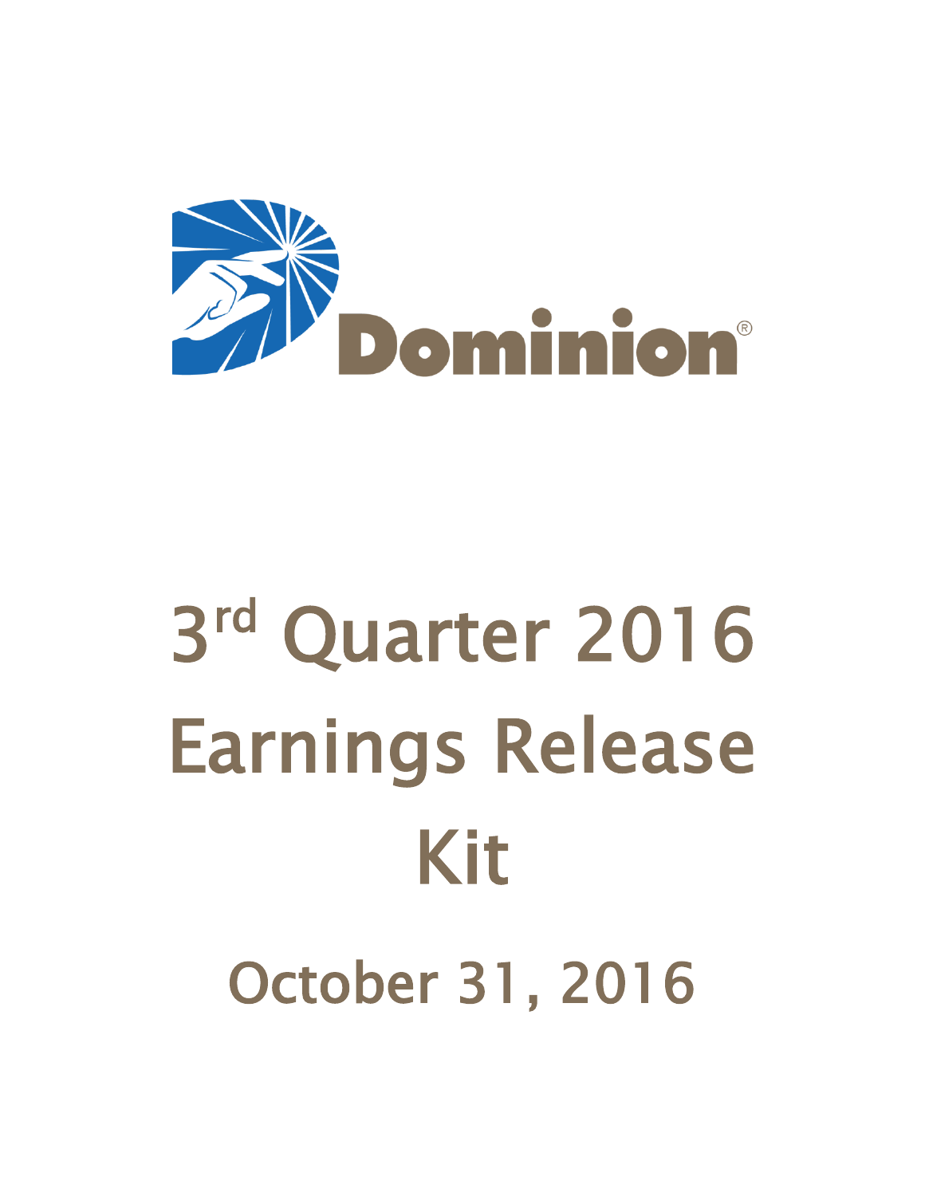Dominion®

# 3rd Quarter 2016 Earnings Release Kit

October 31, 2016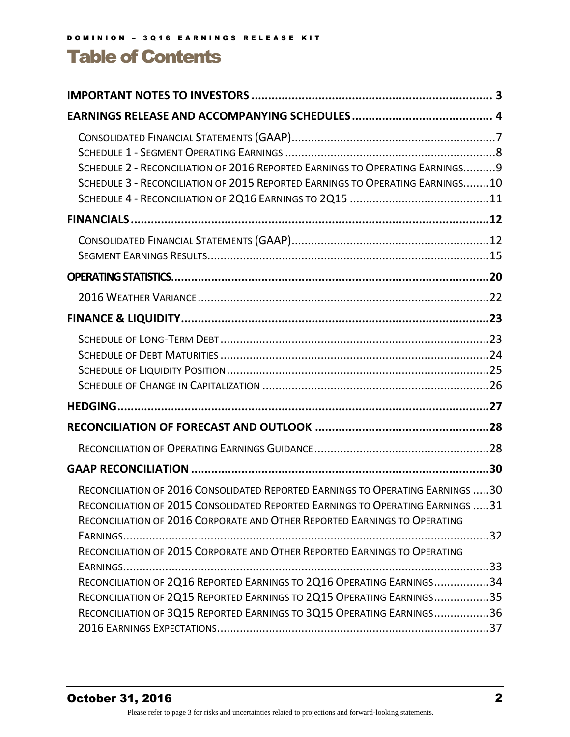# Table of Contents

**IMPORTANT NOTES TO INVESTORS** ........................................................................ 3

**EARNINGS RELEASE AND ACCOMPANYING SCHEDULES** .......................................... 4

- Consolidated Financial Statements (GAAP) ................................................................ 7
- Schedule 1 - Segment Operating Earnings ................................................................ 8
- Schedule 2 - Reconciliation of 2016 Reported Earnings to Operating Earnings .......... 9
- Schedule 3 - Reconciliation of 2015 Reported Earnings to Operating Earnings ........ 10
- Schedule 4 - Reconciliation of 2Q16 Earnings to 2Q15 ........................................... 11

**FINANCIALS** ........................................................................................................... 12

- Consolidated Financial Statements (GAAP) .............................................................. 12
- Segment Earnings Results ........................................................................................ 15

**OPERATING STATISTICS** ........................................................................................ 20

- 2016 Weather Variance ............................................................................................ 22

**FINANCE & LIQUIDITY** ............................................................................................ 23

- Schedule of Long-Term Debt .................................................................................... 23
- Schedule of Debt Maturities ..................................................................................... 24
- Schedule of Liquidity Position ................................................................................... 25
- Schedule of Change in Capitalization ....................................................................... 26

**HEDGING** ................................................................................................................ 27

**RECONCILIATION OF FORECAST AND OUTLOOK** .................................................... 28

- Reconciliation of Operating Earnings Guidance ....................................................... 28

**GAAP RECONCILIATION** ......................................................................................... 30

- Reconciliation of 2016 Consolidated Reported Earnings to Operating Earnings ..... 30
- Reconciliation of 2015 Consolidated Reported Earnings to Operating Earnings ..... 31
- Reconciliation of 2016 Corporate and Other Reported Earnings to Operating Earnings ..... 32
- Reconciliation of 2015 Corporate and Other Reported Earnings to Operating Earnings ..... 33
- Reconciliation of 2Q16 Reported Earnings to 2Q16 Operating Earnings ................. 34
- Reconciliation of 2Q15 Reported Earnings to 2Q15 Operating Earnings ................. 35
- Reconciliation of 3Q15 Reported Earnings to 3Q15 Operating Earnings ................. 36
- 2016 Earnings Expectations ..................................................................................... 37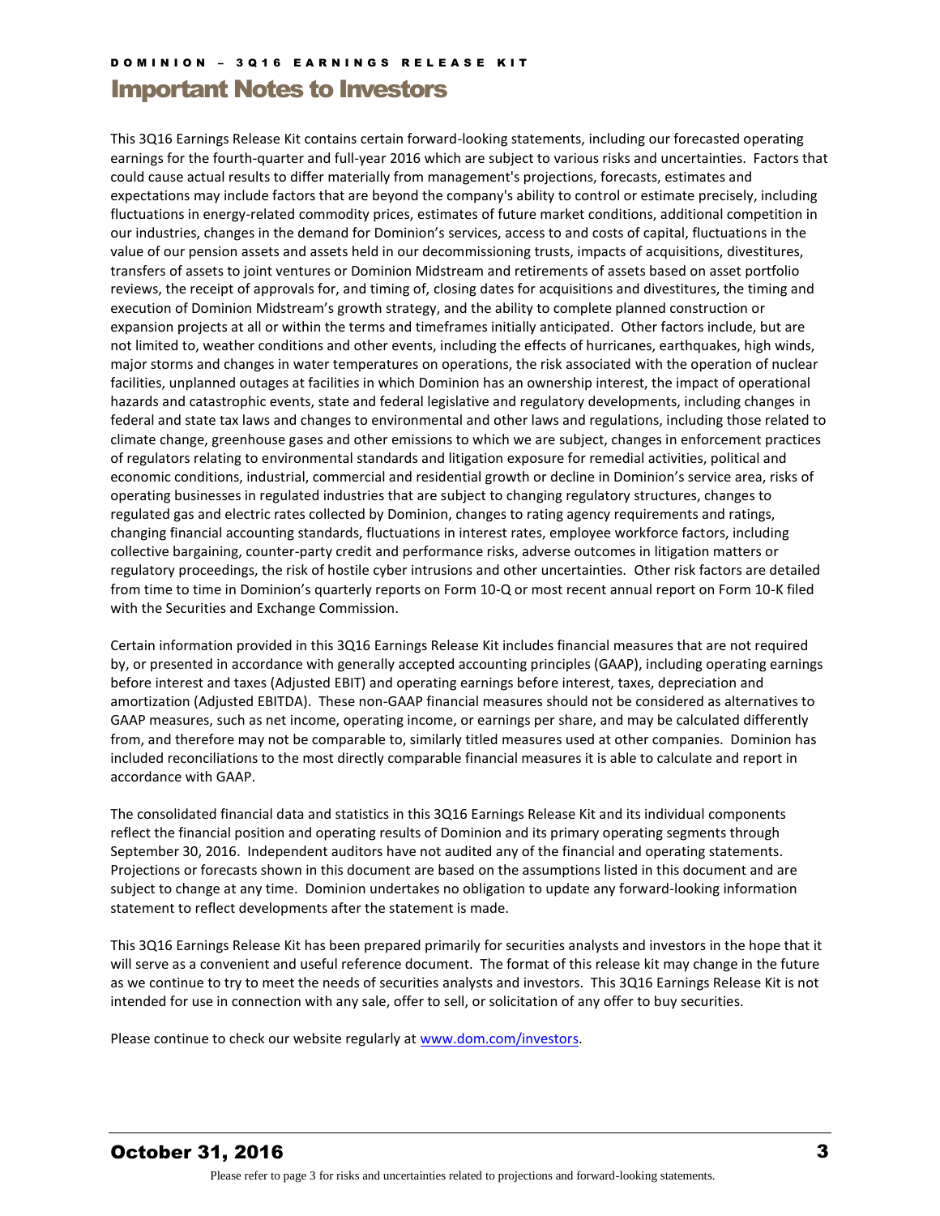# Important Notes to Investors

This 3Q16 Earnings Release Kit contains certain forward-looking statements, including our forecasted operating earnings for the fourth-quarter and full-year 2016 which are subject to various risks and uncertainties. Factors that could cause actual results to differ materially from management's projections, forecasts, estimates and expectations may include factors that are beyond the company's ability to control or estimate precisely, including fluctuations in energy-related commodity prices, estimates of future market conditions, additional competition in our industries, changes in the demand for Dominion's services, access to and costs of capital, fluctuations in the value of our pension assets and assets held in our decommissioning trusts, impacts of acquisitions, divestitures, transfers of assets to joint ventures or Dominion Midstream and retirements of assets based on asset portfolio reviews, the receipt of approvals for, and timing of, closing dates for acquisitions and divestitures, the timing and execution of Dominion Midstream's growth strategy, and the ability to complete planned construction or expansion projects at all or within the terms and timeframes initially anticipated. Other factors include, but are not limited to, weather conditions and other events, including the effects of hurricanes, earthquakes, high winds, major storms and changes in water temperatures on operations, the risk associated with the operation of nuclear facilities, unplanned outages at facilities in which Dominion has an ownership interest, the impact of operational hazards and catastrophic events, state and federal legislative and regulatory developments, including changes in federal and state tax laws and changes to environmental and other laws and regulations, including those related to climate change, greenhouse gases and other emissions to which we are subject, changes in enforcement practices of regulators relating to environmental standards and litigation exposure for remedial activities, political and economic conditions, industrial, commercial and residential growth or decline in Dominion's service area, risks of operating businesses in regulated industries that are subject to changing regulatory structures, changes to regulated gas and electric rates collected by Dominion, changes to rating agency requirements and ratings, changing financial accounting standards, fluctuations in interest rates, employee workforce factors, including collective bargaining, counter-party credit and performance risks, adverse outcomes in litigation matters or regulatory proceedings, the risk of hostile cyber intrusions and other uncertainties. Other risk factors are detailed from time to time in Dominion's quarterly reports on Form 10-Q or most recent annual report on Form 10-K filed with the Securities and Exchange Commission.

Certain information provided in this 3Q16 Earnings Release Kit includes financial measures that are not required by, or presented in accordance with generally accepted accounting principles (GAAP), including operating earnings before interest and taxes (Adjusted EBIT) and operating earnings before interest, taxes, depreciation and amortization (Adjusted EBITDA). These non-GAAP financial measures should not be considered as alternatives to GAAP measures, such as net income, operating income, or earnings per share, and may be calculated differently from, and therefore may not be comparable to, similarly titled measures used at other companies. Dominion has included reconciliations to the most directly comparable financial measures it is able to calculate and report in accordance with GAAP.

The consolidated financial data and statistics in this 3Q16 Earnings Release Kit and its individual components reflect the financial position and operating results of Dominion and its primary operating segments through September 30, 2016. Independent auditors have not audited any of the financial and operating statements. Projections or forecasts shown in this document are based on the assumptions listed in this document and are subject to change at any time. Dominion undertakes no obligation to update any forward-looking information statement to reflect developments after the statement is made.

This 3Q16 Earnings Release Kit has been prepared primarily for securities analysts and investors in the hope that it will serve as a convenient and useful reference document. The format of this release kit may change in the future as we continue to try to meet the needs of securities analysts and investors. This 3Q16 Earnings Release Kit is not intended for use in connection with any sale, offer to sell, or solicitation of any offer to buy securities.

Please continue to check our website regularly at www.dom.com/investors.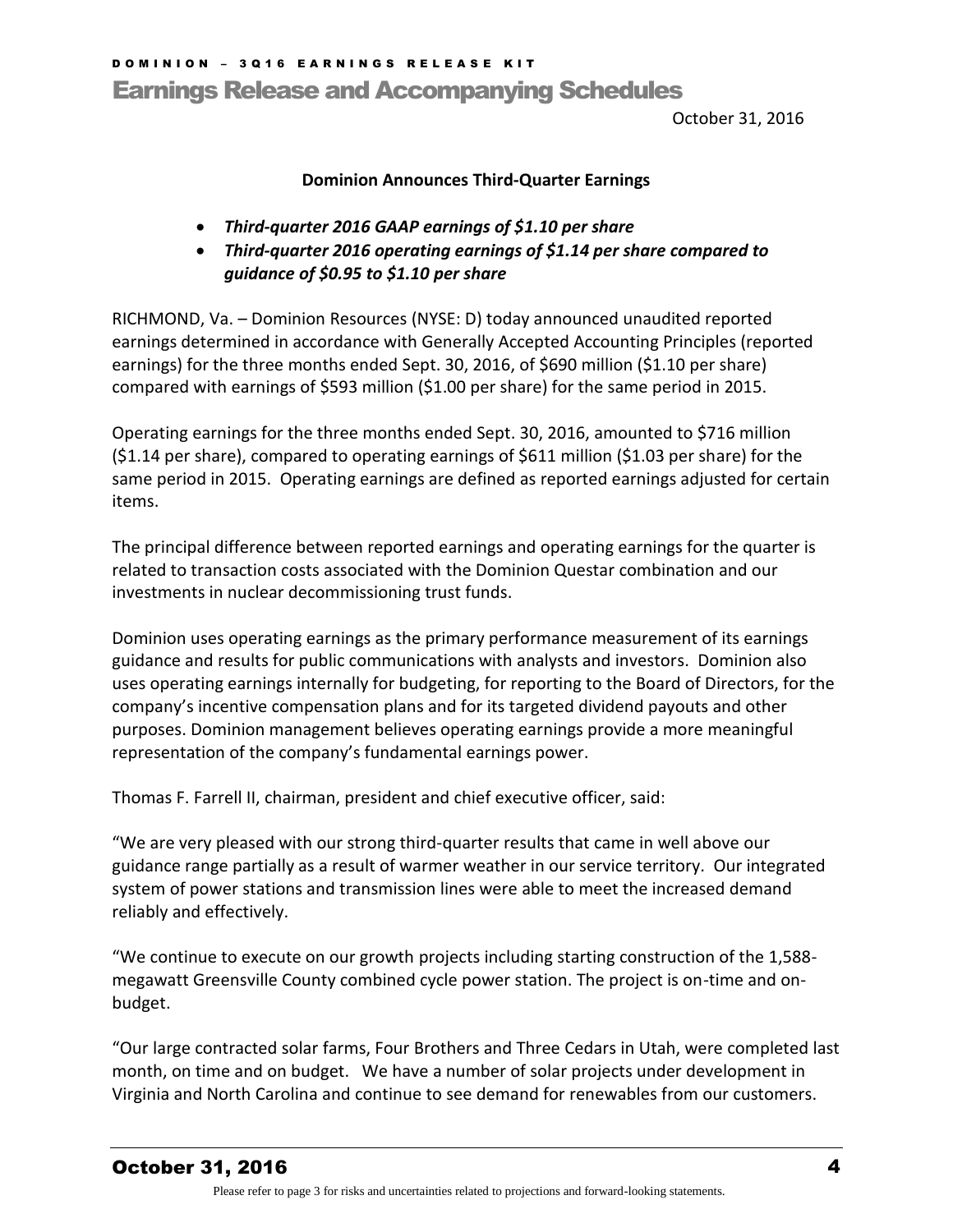# Earnings Release and Accompanying Schedules

October 31, 2016

**Dominion Announces Third-Quarter Earnings**

- ***Third-quarter 2016 GAAP earnings of $1.10 per share***
- ***Third-quarter 2016 operating earnings of $1.14 per share compared to guidance of $0.95 to $1.10 per share***

RICHMOND, Va. – Dominion Resources (NYSE: D) today announced unaudited reported earnings determined in accordance with Generally Accepted Accounting Principles (reported earnings) for the three months ended Sept. 30, 2016, of $690 million ($1.10 per share) compared with earnings of $593 million ($1.00 per share) for the same period in 2015.

Operating earnings for the three months ended Sept. 30, 2016, amounted to $716 million ($1.14 per share), compared to operating earnings of $611 million ($1.03 per share) for the same period in 2015. Operating earnings are defined as reported earnings adjusted for certain items.

The principal difference between reported earnings and operating earnings for the quarter is related to transaction costs associated with the Dominion Questar combination and our investments in nuclear decommissioning trust funds.

Dominion uses operating earnings as the primary performance measurement of its earnings guidance and results for public communications with analysts and investors. Dominion also uses operating earnings internally for budgeting, for reporting to the Board of Directors, for the company's incentive compensation plans and for its targeted dividend payouts and other purposes. Dominion management believes operating earnings provide a more meaningful representation of the company's fundamental earnings power.

Thomas F. Farrell II, chairman, president and chief executive officer, said:

"We are very pleased with our strong third-quarter results that came in well above our guidance range partially as a result of warmer weather in our service territory. Our integrated system of power stations and transmission lines were able to meet the increased demand reliably and effectively.

"We continue to execute on our growth projects including starting construction of the 1,588-megawatt Greensville County combined cycle power station. The project is on-time and on-budget.

"Our large contracted solar farms, Four Brothers and Three Cedars in Utah, were completed last month, on time and on budget. We have a number of solar projects under development in Virginia and North Carolina and continue to see demand for renewables from our customers.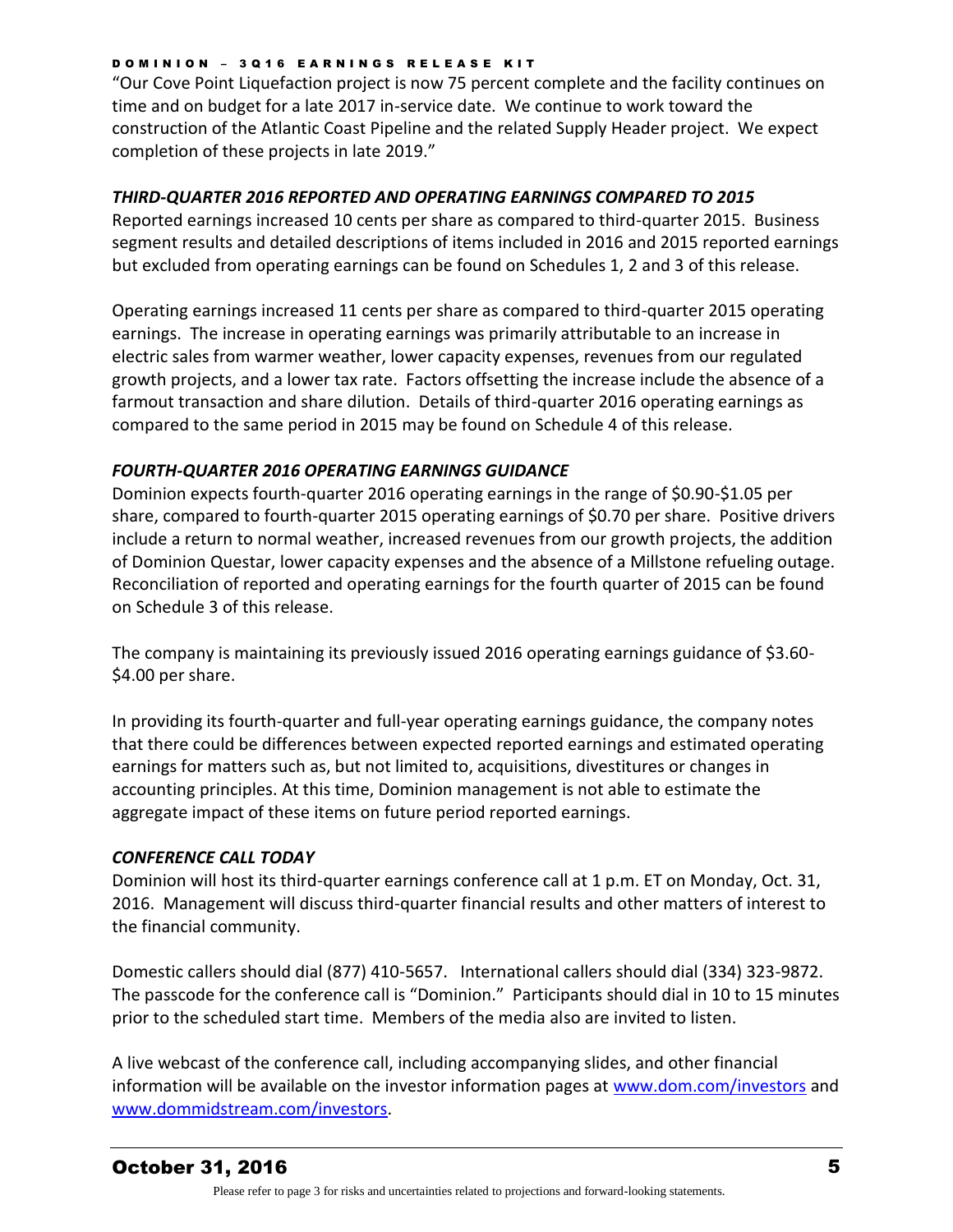"Our Cove Point Liquefaction project is now 75 percent complete and the facility continues on time and on budget for a late 2017 in-service date. We continue to work toward the construction of the Atlantic Coast Pipeline and the related Supply Header project. We expect completion of these projects in late 2019."

### *THIRD-QUARTER 2016 REPORTED AND OPERATING EARNINGS COMPARED TO 2015*

Reported earnings increased 10 cents per share as compared to third-quarter 2015. Business segment results and detailed descriptions of items included in 2016 and 2015 reported earnings but excluded from operating earnings can be found on Schedules 1, 2 and 3 of this release.

Operating earnings increased 11 cents per share as compared to third-quarter 2015 operating earnings. The increase in operating earnings was primarily attributable to an increase in electric sales from warmer weather, lower capacity expenses, revenues from our regulated growth projects, and a lower tax rate. Factors offsetting the increase include the absence of a farmout transaction and share dilution. Details of third-quarter 2016 operating earnings as compared to the same period in 2015 may be found on Schedule 4 of this release.

### *FOURTH-QUARTER 2016 OPERATING EARNINGS GUIDANCE*

Dominion expects fourth-quarter 2016 operating earnings in the range of $0.90-$1.05 per share, compared to fourth-quarter 2015 operating earnings of $0.70 per share. Positive drivers include a return to normal weather, increased revenues from our growth projects, the addition of Dominion Questar, lower capacity expenses and the absence of a Millstone refueling outage. Reconciliation of reported and operating earnings for the fourth quarter of 2015 can be found on Schedule 3 of this release.

The company is maintaining its previously issued 2016 operating earnings guidance of $3.60-$4.00 per share.

In providing its fourth-quarter and full-year operating earnings guidance, the company notes that there could be differences between expected reported earnings and estimated operating earnings for matters such as, but not limited to, acquisitions, divestitures or changes in accounting principles. At this time, Dominion management is not able to estimate the aggregate impact of these items on future period reported earnings.

### *CONFERENCE CALL TODAY*

Dominion will host its third-quarter earnings conference call at 1 p.m. ET on Monday, Oct. 31, 2016. Management will discuss third-quarter financial results and other matters of interest to the financial community.

Domestic callers should dial (877) 410-5657. International callers should dial (334) 323-9872. The passcode for the conference call is "Dominion." Participants should dial in 10 to 15 minutes prior to the scheduled start time. Members of the media also are invited to listen.

A live webcast of the conference call, including accompanying slides, and other financial information will be available on the investor information pages at www.dom.com/investors and www.dommidstream.com/investors.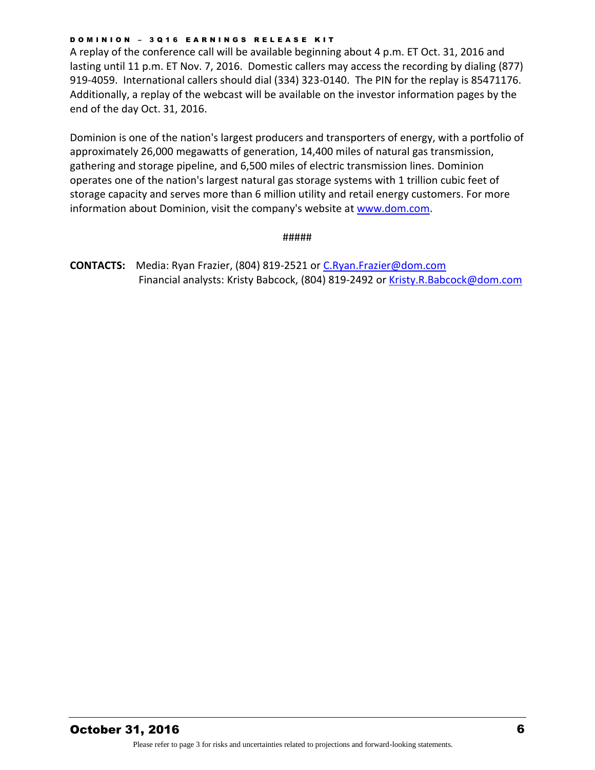A replay of the conference call will be available beginning about 4 p.m. ET Oct. 31, 2016 and lasting until 11 p.m. ET Nov. 7, 2016. Domestic callers may access the recording by dialing (877) 919-4059. International callers should dial (334) 323-0140. The PIN for the replay is 85471176. Additionally, a replay of the webcast will be available on the investor information pages by the end of the day Oct. 31, 2016.

Dominion is one of the nation's largest producers and transporters of energy, with a portfolio of approximately 26,000 megawatts of generation, 14,400 miles of natural gas transmission, gathering and storage pipeline, and 6,500 miles of electric transmission lines. Dominion operates one of the nation's largest natural gas storage systems with 1 trillion cubic feet of storage capacity and serves more than 6 million utility and retail energy customers. For more information about Dominion, visit the company's website at www.dom.com.

#####

**CONTACTS:** Media: Ryan Frazier, (804) 819-2521 or C.Ryan.Frazier@dom.com
Financial analysts: Kristy Babcock, (804) 819-2492 or Kristy.R.Babcock@dom.com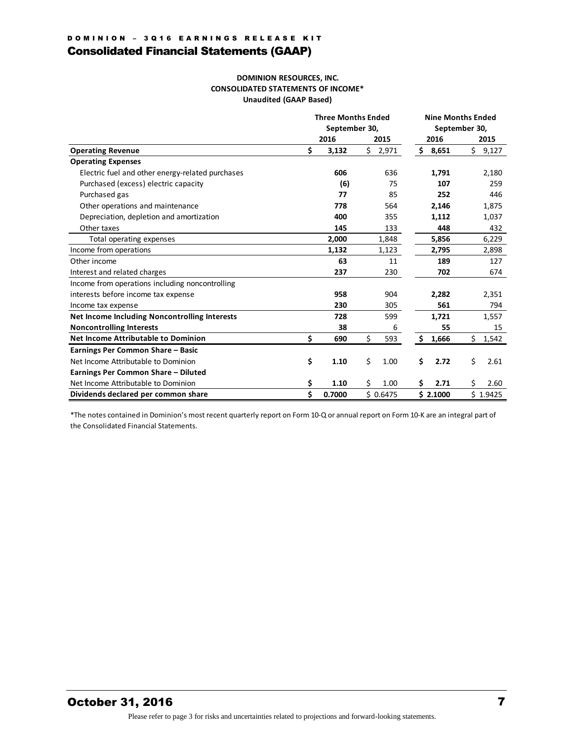# Consolidated Financial Statements (GAAP)

**DOMINION RESOURCES, INC.**
**CONSOLIDATED STATEMENTS OF INCOME***
**Unaudited (GAAP Based)**

| | Three Months Ended September 30, | | Nine Months Ended September 30, | |
|---|---|---|---|---|
| | **2016** | **2015** | **2016** | **2015** |
| **Operating Revenue** | **$ 3,132** | $ 2,971 | **$ 8,651** | $ 9,127 |
| **Operating Expenses** | | | | |
| Electric fuel and other energy-related purchases | **606** | 636 | **1,791** | 2,180 |
| Purchased (excess) electric capacity | **(6)** | 75 | **107** | 259 |
| Purchased gas | **77** | 85 | **252** | 446 |
| Other operations and maintenance | **778** | 564 | **2,146** | 1,875 |
| Depreciation, depletion and amortization | **400** | 355 | **1,112** | 1,037 |
| Other taxes | **145** | 133 | **448** | 432 |
| Total operating expenses | **2,000** | 1,848 | **5,856** | 6,229 |
| Income from operations | **1,132** | 1,123 | **2,795** | 2,898 |
| Other income | **63** | 11 | **189** | 127 |
| Interest and related charges | **237** | 230 | **702** | 674 |
| Income from operations including noncontrolling interests before income tax expense | **958** | 904 | **2,282** | 2,351 |
| Income tax expense | **230** | 305 | **561** | 794 |
| **Net Income Including Noncontrolling Interests** | **728** | 599 | **1,721** | 1,557 |
| **Noncontrolling Interests** | **38** | 6 | **55** | 15 |
| **Net Income Attributable to Dominion** | **$ 690** | $ 593 | **$ 1,666** | $ 1,542 |
| **Earnings Per Common Share – Basic** | | | | |
| Net Income Attributable to Dominion | **$ 1.10** | $ 1.00 | **$ 2.72** | $ 2.61 |
| **Earnings Per Common Share – Diluted** | | | | |
| Net Income Attributable to Dominion | **$ 1.10** | $ 1.00 | **$ 2.71** | $ 2.60 |
| **Dividends declared per common share** | **$ 0.7000** | $ 0.6475 | **$ 2.1000** | $ 1.9425 |

*The notes contained in Dominion's most recent quarterly report on Form 10-Q or annual report on Form 10-K are an integral part of the Consolidated Financial Statements.

Please refer to page 3 for risks and uncertainties related to projections and forward-looking statements.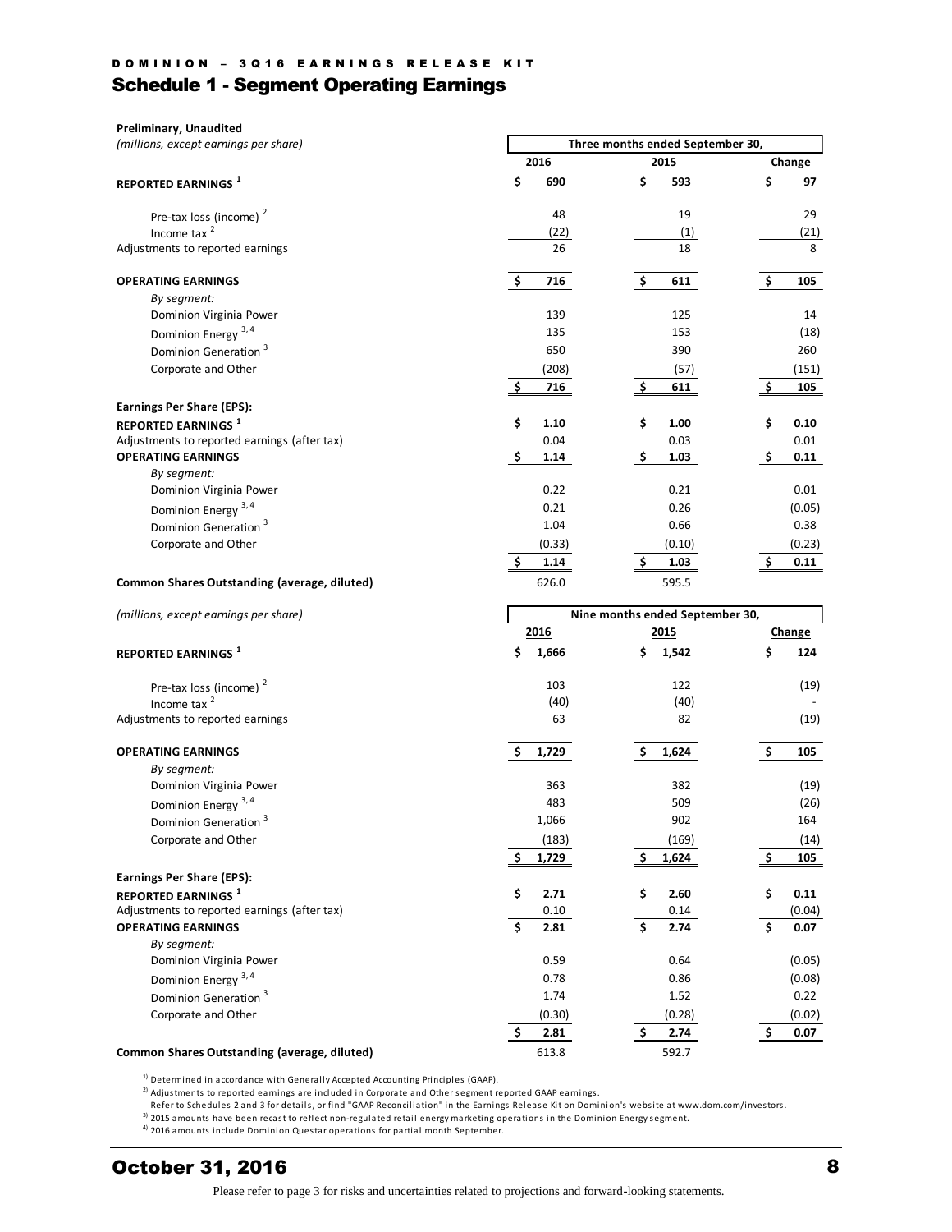DOMINION – 3Q16 EARNINGS RELEASE KIT

# Schedule 1 - Segment Operating Earnings

**Preliminary, Unaudited**

| *(millions, except earnings per share)* | Three months ended September 30, | | |
|---|---|---|---|
| | 2016 | 2015 | Change |
| **REPORTED EARNINGS** [1] | $ 690 | $ 593 | $ 97 |
| Pre-tax loss (income) [2] | 48 | 19 | 29 |
| Income tax [2] | (22) | (1) | (21) |
| Adjustments to reported earnings | 26 | 18 | 8 |
| **OPERATING EARNINGS** | $ 716 | $ 611 | $ 105 |
| *By segment:* | | | |
| Dominion Virginia Power | 139 | 125 | 14 |
| Dominion Energy [3,4] | 135 | 153 | (18) |
| Dominion Generation [3] | 650 | 390 | 260 |
| Corporate and Other | (208) | (57) | (151) |
| | $ 716 | $ 611 | $ 105 |
| **Earnings Per Share (EPS):** | | | |
| **REPORTED EARNINGS** [1] | $ 1.10 | $ 1.00 | $ 0.10 |
| Adjustments to reported earnings (after tax) | 0.04 | 0.03 | 0.01 |
| **OPERATING EARNINGS** | $ 1.14 | $ 1.03 | $ 0.11 |
| *By segment:* | | | |
| Dominion Virginia Power | 0.22 | 0.21 | 0.01 |
| Dominion Energy [3,4] | 0.21 | 0.26 | (0.05) |
| Dominion Generation [3] | 1.04 | 0.66 | 0.38 |
| Corporate and Other | (0.33) | (0.10) | (0.23) |
| | $ 1.14 | $ 1.03 | $ 0.11 |
| **Common Shares Outstanding (average, diluted)** | 626.0 | 595.5 | |

| *(millions, except earnings per share)* | Nine months ended September 30, | | |
|---|---|---|---|
| | 2016 | 2015 | Change |
| **REPORTED EARNINGS** [1] | $ 1,666 | $ 1,542 | $ 124 |
| Pre-tax loss (income) [2] | 103 | 122 | (19) |
| Income tax [2] | (40) | (40) | - |
| Adjustments to reported earnings | 63 | 82 | (19) |
| **OPERATING EARNINGS** | $ 1,729 | $ 1,624 | $ 105 |
| *By segment:* | | | |
| Dominion Virginia Power | 363 | 382 | (19) |
| Dominion Energy [3,4] | 483 | 509 | (26) |
| Dominion Generation [3] | 1,066 | 902 | 164 |
| Corporate and Other | (183) | (169) | (14) |
| | $ 1,729 | $ 1,624 | $ 105 |
| **Earnings Per Share (EPS):** | | | |
| **REPORTED EARNINGS** [1] | $ 2.71 | $ 2.60 | $ 0.11 |
| Adjustments to reported earnings (after tax) | 0.10 | 0.14 | (0.04) |
| **OPERATING EARNINGS** | $ 2.81 | $ 2.74 | $ 0.07 |
| *By segment:* | | | |
| Dominion Virginia Power | 0.59 | 0.64 | (0.05) |
| Dominion Energy [3,4] | 0.78 | 0.86 | (0.08) |
| Dominion Generation [3] | 1.74 | 1.52 | 0.22 |
| Corporate and Other | (0.30) | (0.28) | (0.02) |
| | $ 2.81 | $ 2.74 | $ 0.07 |
| **Common Shares Outstanding (average, diluted)** | 613.8 | 592.7 | |

1) Determined in accordance with Generally Accepted Accounting Principles (GAAP).
2) Adjustments to reported earnings are included in Corporate and Other segment reported GAAP earnings.
Refer to Schedules 2 and 3 for details, or find "GAAP Reconciliation" in the Earnings Release Kit on Dominion's website at www.dom.com/investors.
3) 2015 amounts have been recast to reflect non-regulated retail energy marketing operations in the Dominion Energy segment.
4) 2016 amounts include Dominion Questar operations for partial month September.

October 31, 2016

Please refer to page 3 for risks and uncertainties related to projections and forward-looking statements.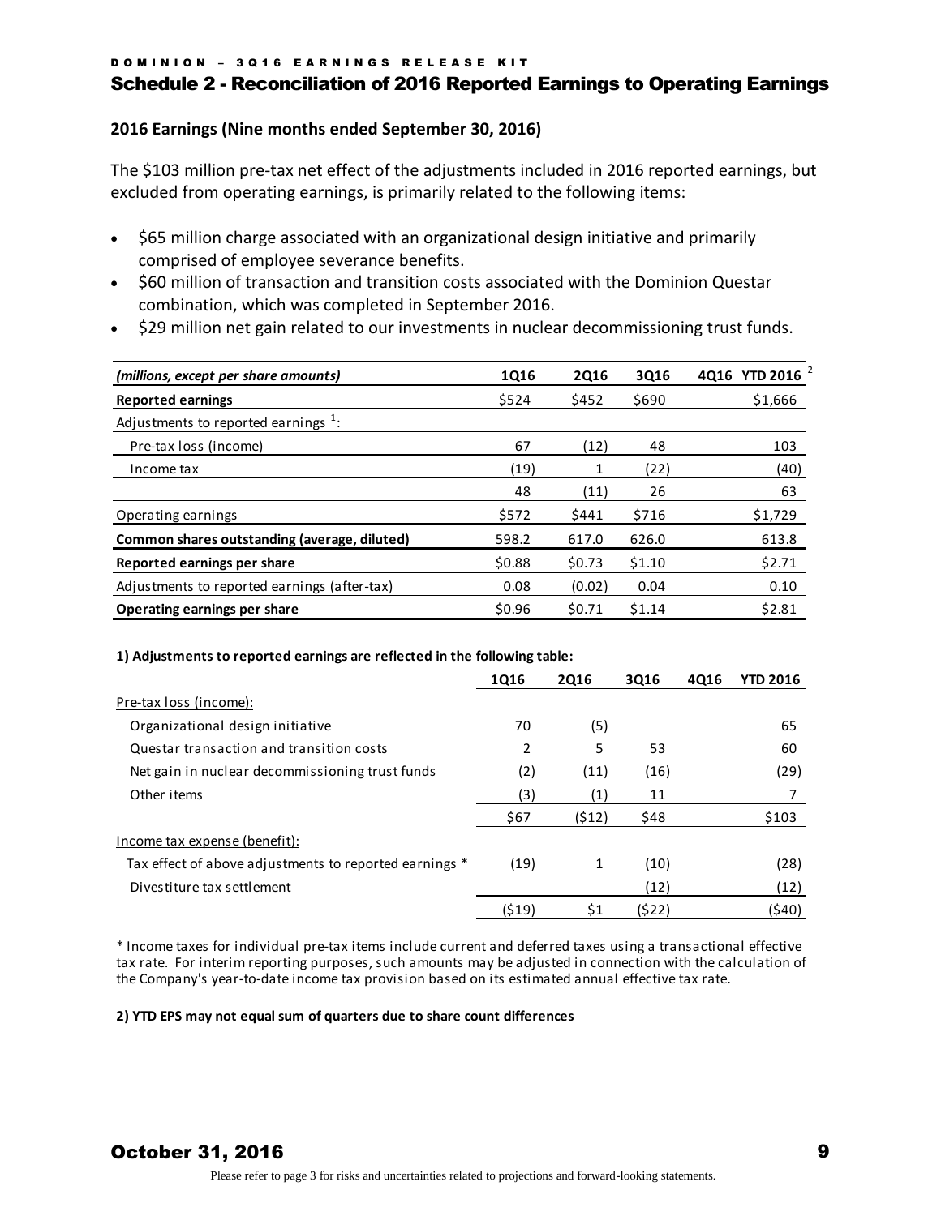## Schedule 2 - Reconciliation of 2016 Reported Earnings to Operating Earnings

**2016 Earnings (Nine months ended September 30, 2016)**

The $103 million pre-tax net effect of the adjustments included in 2016 reported earnings, but excluded from operating earnings, is primarily related to the following items:

- $65 million charge associated with an organizational design initiative and primarily comprised of employee severance benefits.
- $60 million of transaction and transition costs associated with the Dominion Questar combination, which was completed in September 2016.
- $29 million net gain related to our investments in nuclear decommissioning trust funds.

| *(millions, except per share amounts)* | 1Q16 | 2Q16 | 3Q16 | 4Q16 | YTD 2016 [2] |
|---|---|---|---|---|---|
| **Reported earnings** | $524 | $452 | $690 | | $1,666 |
| Adjustments to reported earnings [1]: | | | | | |
| Pre-tax loss (income) | 67 | (12) | 48 | | 103 |
| Income tax | (19) | 1 | (22) | | (40) |
| | 48 | (11) | 26 | | 63 |
| Operating earnings | $572 | $441 | $716 | | $1,729 |
| **Common shares outstanding (average, diluted)** | 598.2 | 617.0 | 626.0 | | 613.8 |
| **Reported earnings per share** | $0.88 | $0.73 | $1.10 | | $2.71 |
| Adjustments to reported earnings (after-tax) | 0.08 | (0.02) | 0.04 | | 0.10 |
| **Operating earnings per share** | $0.96 | $0.71 | $1.14 | | $2.81 |

**1) Adjustments to reported earnings are reflected in the following table:**

| | 1Q16 | 2Q16 | 3Q16 | 4Q16 | YTD 2016 |
|---|---|---|---|---|---|
| Pre-tax loss (income): | | | | | |
| Organizational design initiative | 70 | (5) | | | 65 |
| Questar transaction and transition costs | 2 | 5 | 53 | | 60 |
| Net gain in nuclear decommissioning trust funds | (2) | (11) | (16) | | (29) |
| Other items | (3) | (1) | 11 | | 7 |
| | $67 | ($12) | $48 | | $103 |
| Income tax expense (benefit): | | | | | |
| Tax effect of above adjustments to reported earnings * | (19) | 1 | (10) | | (28) |
| Divestiture tax settlement | | | (12) | | (12) |
| | ($19) | $1 | ($22) | | ($40) |

* Income taxes for individual pre-tax items include current and deferred taxes using a transactional effective tax rate. For interim reporting purposes, such amounts may be adjusted in connection with the calculation of the Company's year-to-date income tax provision based on its estimated annual effective tax rate.

**2) YTD EPS may not equal sum of quarters due to share count differences**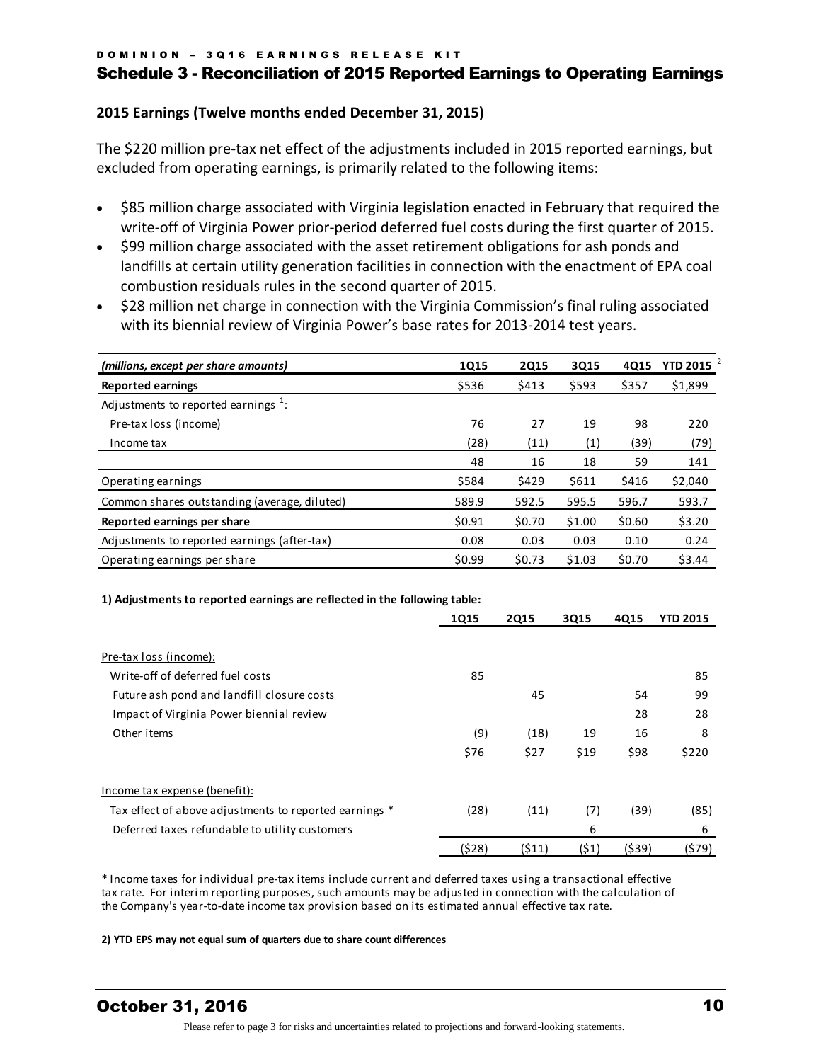## Schedule 3 - Reconciliation of 2015 Reported Earnings to Operating Earnings

**2015 Earnings (Twelve months ended December 31, 2015)**

The $220 million pre-tax net effect of the adjustments included in 2015 reported earnings, but excluded from operating earnings, is primarily related to the following items:

- $85 million charge associated with Virginia legislation enacted in February that required the write-off of Virginia Power prior-period deferred fuel costs during the first quarter of 2015.
- $99 million charge associated with the asset retirement obligations for ash ponds and landfills at certain utility generation facilities in connection with the enactment of EPA coal combustion residuals rules in the second quarter of 2015.
- $28 million net charge in connection with the Virginia Commission's final ruling associated with its biennial review of Virginia Power's base rates for 2013-2014 test years.

| *(millions, except per share amounts)* | 1Q15 | 2Q15 | 3Q15 | 4Q15 | YTD 2015 [2] |
|---|---|---|---|---|---|
| **Reported earnings** | $536 | $413 | $593 | $357 | $1,899 |
| Adjustments to reported earnings [1]: | | | | | |
| Pre-tax loss (income) | 76 | 27 | 19 | 98 | 220 |
| Income tax | (28) | (11) | (1) | (39) | (79) |
| | 48 | 16 | 18 | 59 | 141 |
| Operating earnings | $584 | $429 | $611 | $416 | $2,040 |
| Common shares outstanding (average, diluted) | 589.9 | 592.5 | 595.5 | 596.7 | 593.7 |
| **Reported earnings per share** | $0.91 | $0.70 | $1.00 | $0.60 | $3.20 |
| Adjustments to reported earnings (after-tax) | 0.08 | 0.03 | 0.03 | 0.10 | 0.24 |
| Operating earnings per share | $0.99 | $0.73 | $1.03 | $0.70 | $3.44 |

**1) Adjustments to reported earnings are reflected in the following table:**

| | 1Q15 | 2Q15 | 3Q15 | 4Q15 | YTD 2015 |
|---|---|---|---|---|---|
| Pre-tax loss (income): | | | | | |
| Write-off of deferred fuel costs | 85 | | | | 85 |
| Future ash pond and landfill closure costs | | 45 | | 54 | 99 |
| Impact of Virginia Power biennial review | | | | 28 | 28 |
| Other items | (9) | (18) | 19 | 16 | 8 |
| | $76 | $27 | $19 | $98 | $220 |
| Income tax expense (benefit): | | | | | |
| Tax effect of above adjustments to reported earnings * | (28) | (11) | (7) | (39) | (85) |
| Deferred taxes refundable to utility customers | | | 6 | | 6 |
| | ($28) | ($11) | ($1) | ($39) | ($79) |

\* Income taxes for individual pre-tax items include current and deferred taxes using a transactional effective tax rate. For interim reporting purposes, such amounts may be adjusted in connection with the calculation of the Company's year-to-date income tax provision based on its estimated annual effective tax rate.

**2) YTD EPS may not equal sum of quarters due to share count differences**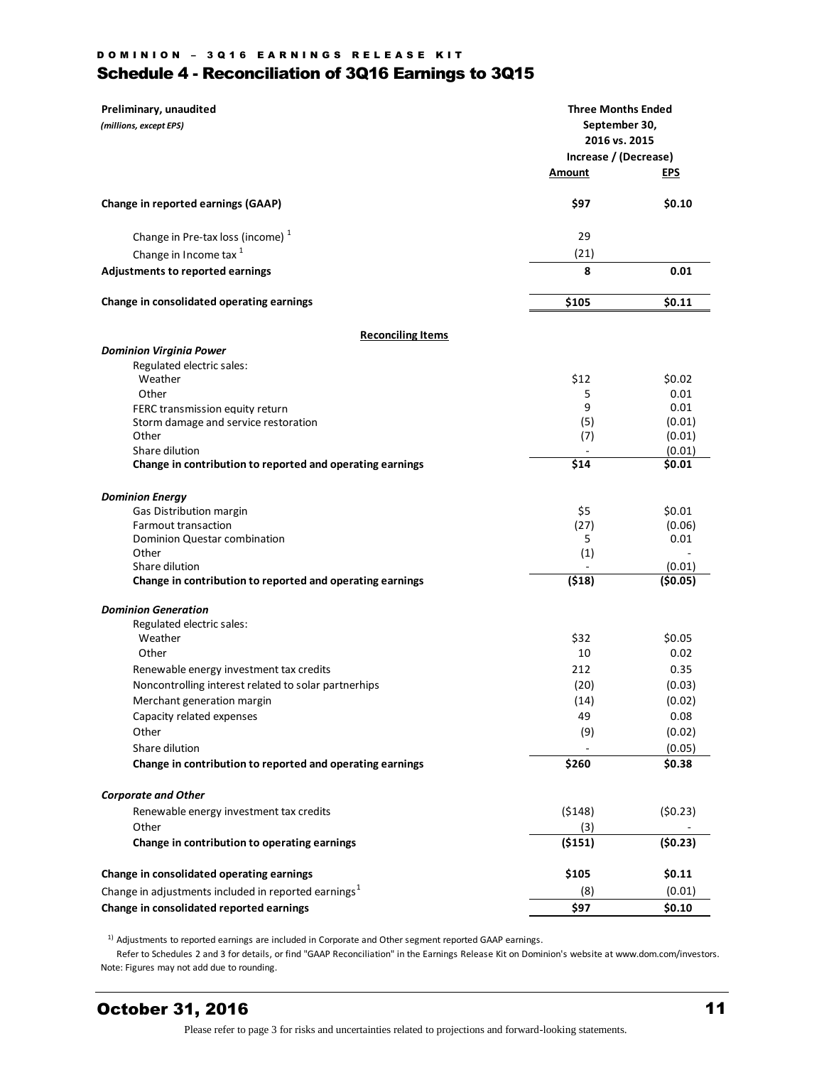## Schedule 4 - Reconciliation of 3Q16 Earnings to 3Q15

| Preliminary, unaudited<br>*(millions, except EPS)* | Three Months Ended September 30, 2016 vs. 2015 Increase / (Decrease) | |
|---|---|---|
| | **Amount** | **EPS** |
| **Change in reported earnings (GAAP)** | **$97** | **$0.10** |
| Change in Pre-tax loss (income) [1] | 29 | |
| Change in Income tax [1] | (21) | |
| **Adjustments to reported earnings** | **8** | **0.01** |
| **Change in consolidated operating earnings** | **$105** | **$0.11** |
| **Reconciling Items** | | |
| ***Dominion Virginia Power*** | | |
| Regulated electric sales: | | |
| Weather | $12 | $0.02 |
| Other | 5 | 0.01 |
| FERC transmission equity return | 9 | 0.01 |
| Storm damage and service restoration | (5) | (0.01) |
| Other | (7) | (0.01) |
| Share dilution | - | (0.01) |
| **Change in contribution to reported and operating earnings** | **$14** | **$0.01** |
| ***Dominion Energy*** | | |
| Gas Distribution margin | $5 | $0.01 |
| Farmout transaction | (27) | (0.06) |
| Dominion Questar combination | 5 | 0.01 |
| Other | (1) | - |
| Share dilution | - | (0.01) |
| **Change in contribution to reported and operating earnings** | **($18)** | **($0.05)** |
| ***Dominion Generation*** | | |
| Regulated electric sales: | | |
| Weather | $32 | $0.05 |
| Other | 10 | 0.02 |
| Renewable energy investment tax credits | 212 | 0.35 |
| Noncontrolling interest related to solar partnerhips | (20) | (0.03) |
| Merchant generation margin | (14) | (0.02) |
| Capacity related expenses | 49 | 0.08 |
| Other | (9) | (0.02) |
| Share dilution | - | (0.05) |
| **Change in contribution to reported and operating earnings** | **$260** | **$0.38** |
| ***Corporate and Other*** | | |
| Renewable energy investment tax credits | ($148) | ($0.23) |
| Other | (3) | - |
| **Change in contribution to operating earnings** | **($151)** | **($0.23)** |
| **Change in consolidated operating earnings** | **$105** | **$0.11** |
| Change in adjustments included in reported earnings[1] | (8) | (0.01) |
| **Change in consolidated reported earnings** | **$97** | **$0.10** |

[1] Adjustments to reported earnings are included in Corporate and Other segment reported GAAP earnings.

Refer to Schedules 2 and 3 for details, or find "GAAP Reconciliation" in the Earnings Release Kit on Dominion's website at www.dom.com/investors.

Note: Figures may not add due to rounding.

**October 31, 2016**

Please refer to page 3 for risks and uncertainties related to projections and forward-looking statements.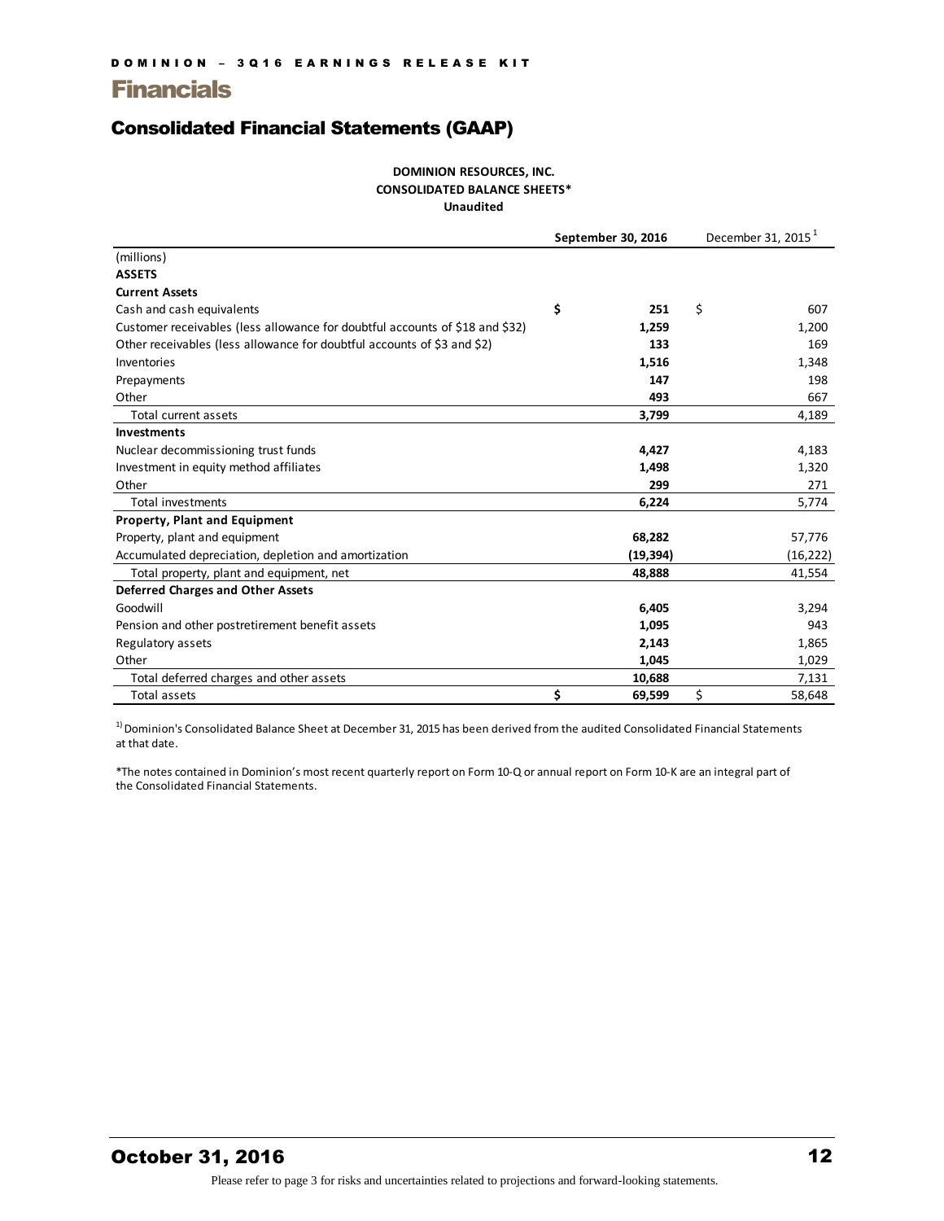# Financials

## Consolidated Financial Statements (GAAP)

**DOMINION RESOURCES, INC.**
**CONSOLIDATED BALANCE SHEETS***
**Unaudited**

| | September 30, 2016 | December 31, 2015 [1] |
|---|---|---|
| (millions) | | |
| **ASSETS** | | |
| **Current Assets** | | |
| Cash and cash equivalents | $ 251 | $ 607 |
| Customer receivables (less allowance for doubtful accounts of $18 and $32) | 1,259 | 1,200 |
| Other receivables (less allowance for doubtful accounts of $3 and $2) | 133 | 169 |
| Inventories | 1,516 | 1,348 |
| Prepayments | 147 | 198 |
| Other | 493 | 667 |
| Total current assets | 3,799 | 4,189 |
| **Investments** | | |
| Nuclear decommissioning trust funds | 4,427 | 4,183 |
| Investment in equity method affiliates | 1,498 | 1,320 |
| Other | 299 | 271 |
| Total investments | 6,224 | 5,774 |
| **Property, Plant and Equipment** | | |
| Property, plant and equipment | 68,282 | 57,776 |
| Accumulated depreciation, depletion and amortization | (19,394) | (16,222) |
| Total property, plant and equipment, net | 48,888 | 41,554 |
| **Deferred Charges and Other Assets** | | |
| Goodwill | 6,405 | 3,294 |
| Pension and other postretirement benefit assets | 1,095 | 943 |
| Regulatory assets | 2,143 | 1,865 |
| Other | 1,045 | 1,029 |
| Total deferred charges and other assets | 10,688 | 7,131 |
| Total assets | $ 69,599 | $ 58,648 |

1) Dominion's Consolidated Balance Sheet at December 31, 2015 has been derived from the audited Consolidated Financial Statements at that date.

*The notes contained in Dominion's most recent quarterly report on Form 10-Q or annual report on Form 10-K are an integral part of the Consolidated Financial Statements.

Please refer to page 3 for risks and uncertainties related to projections and forward-looking statements.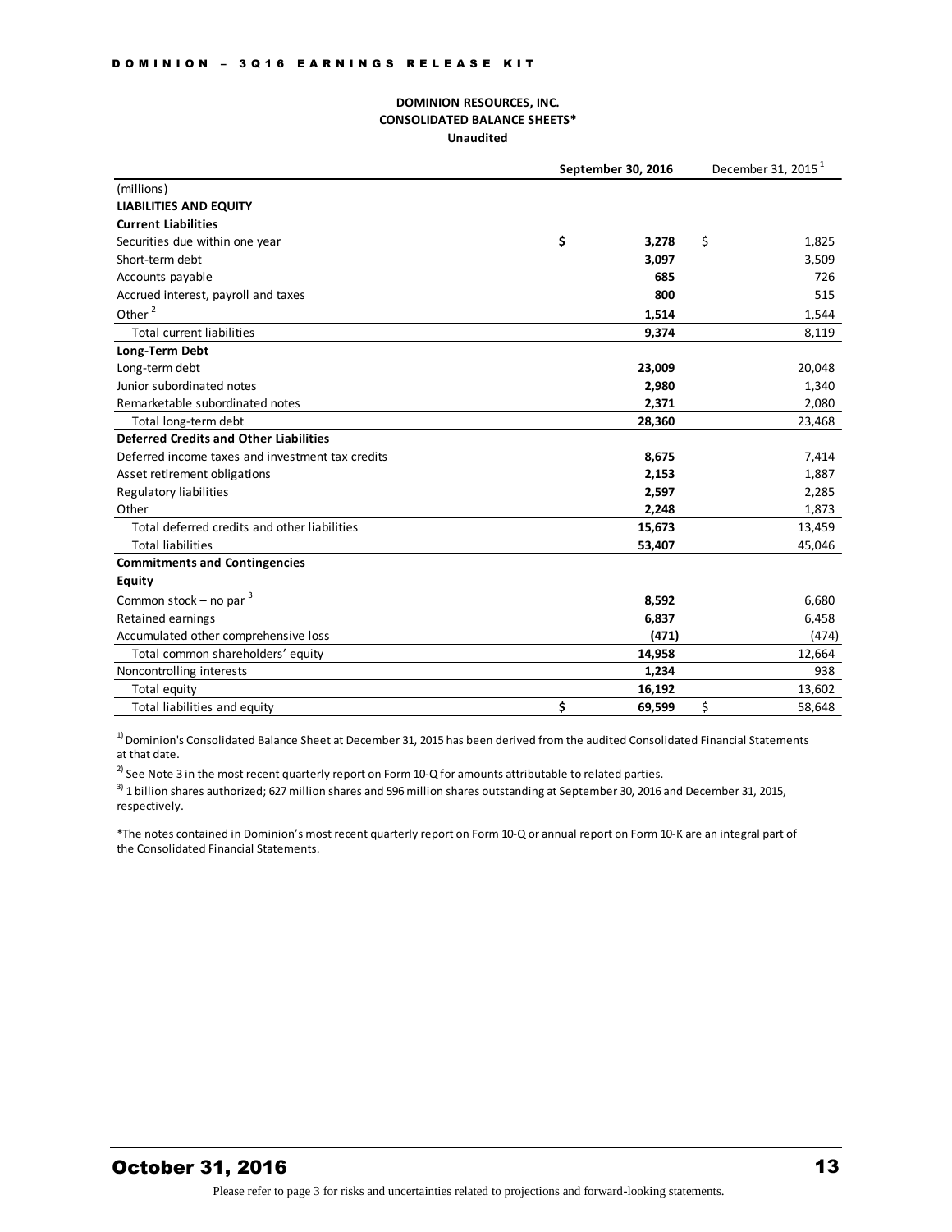**DOMINION RESOURCES, INC.**
**CONSOLIDATED BALANCE SHEETS***
**Unaudited**

| | September 30, 2016 | December 31, 2015 [1] |
|---|---|---|
| (millions) | | |
| **LIABILITIES AND EQUITY** | | |
| **Current Liabilities** | | |
| Securities due within one year | $ 3,278 | $ 1,825 |
| Short-term debt | 3,097 | 3,509 |
| Accounts payable | 685 | 726 |
| Accrued interest, payroll and taxes | 800 | 515 |
| Other [2] | 1,514 | 1,544 |
| Total current liabilities | 9,374 | 8,119 |
| **Long-Term Debt** | | |
| Long-term debt | 23,009 | 20,048 |
| Junior subordinated notes | 2,980 | 1,340 |
| Remarketable subordinated notes | 2,371 | 2,080 |
| Total long-term debt | 28,360 | 23,468 |
| **Deferred Credits and Other Liabilities** | | |
| Deferred income taxes and investment tax credits | 8,675 | 7,414 |
| Asset retirement obligations | 2,153 | 1,887 |
| Regulatory liabilities | 2,597 | 2,285 |
| Other | 2,248 | 1,873 |
| Total deferred credits and other liabilities | 15,673 | 13,459 |
| Total liabilities | 53,407 | 45,046 |
| **Commitments and Contingencies** | | |
| **Equity** | | |
| Common stock – no par [3] | 8,592 | 6,680 |
| Retained earnings | 6,837 | 6,458 |
| Accumulated other comprehensive loss | (471) | (474) |
| Total common shareholders' equity | 14,958 | 12,664 |
| Noncontrolling interests | 1,234 | 938 |
| Total equity | 16,192 | 13,602 |
| Total liabilities and equity | $ 69,599 | $ 58,648 |

1) Dominion's Consolidated Balance Sheet at December 31, 2015 has been derived from the audited Consolidated Financial Statements at that date.

2) See Note 3 in the most recent quarterly report on Form 10-Q for amounts attributable to related parties.

3) 1 billion shares authorized; 627 million shares and 596 million shares outstanding at September 30, 2016 and December 31, 2015, respectively.

*The notes contained in Dominion's most recent quarterly report on Form 10-Q or annual report on Form 10-K are an integral part of the Consolidated Financial Statements.

Please refer to page 3 for risks and uncertainties related to projections and forward-looking statements.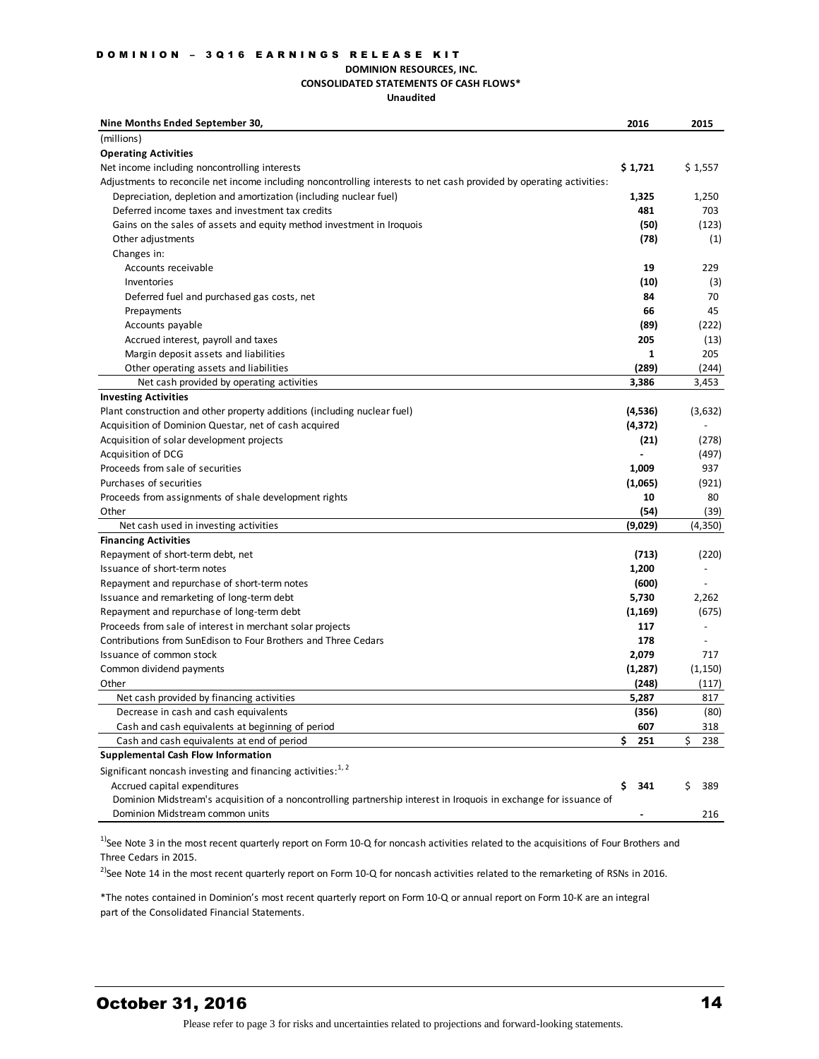**DOMINION RESOURCES, INC.**
**CONSOLIDATED STATEMENTS OF CASH FLOWS***
**Unaudited**

| Nine Months Ended September 30, | 2016 | 2015 |
|---|---|---|
| (millions) | | |
| **Operating Activities** | | |
| Net income including noncontrolling interests | **$ 1,721** | $ 1,557 |
| Adjustments to reconcile net income including noncontrolling interests to net cash provided by operating activities: | | |
| Depreciation, depletion and amortization (including nuclear fuel) | **1,325** | 1,250 |
| Deferred income taxes and investment tax credits | **481** | 703 |
| Gains on the sales of assets and equity method investment in Iroquois | **(50)** | (123) |
| Other adjustments | **(78)** | (1) |
| Changes in: | | |
| Accounts receivable | **19** | 229 |
| Inventories | **(10)** | (3) |
| Deferred fuel and purchased gas costs, net | **84** | 70 |
| Prepayments | **66** | 45 |
| Accounts payable | **(89)** | (222) |
| Accrued interest, payroll and taxes | **205** | (13) |
| Margin deposit assets and liabilities | **1** | 205 |
| Other operating assets and liabilities | **(289)** | (244) |
| Net cash provided by operating activities | **3,386** | 3,453 |
| **Investing Activities** | | |
| Plant construction and other property additions (including nuclear fuel) | **(4,536)** | (3,632) |
| Acquisition of Dominion Questar, net of cash acquired | **(4,372)** | - |
| Acquisition of solar development projects | **(21)** | (278) |
| Acquisition of DCG | **-** | (497) |
| Proceeds from sale of securities | **1,009** | 937 |
| Purchases of securities | **(1,065)** | (921) |
| Proceeds from assignments of shale development rights | **10** | 80 |
| Other | **(54)** | (39) |
| Net cash used in investing activities | **(9,029)** | (4,350) |
| **Financing Activities** | | |
| Repayment of short-term debt, net | **(713)** | (220) |
| Issuance of short-term notes | **1,200** | - |
| Repayment and repurchase of short-term notes | **(600)** | - |
| Issuance and remarketing of long-term debt | **5,730** | 2,262 |
| Repayment and repurchase of long-term debt | **(1,169)** | (675) |
| Proceeds from sale of interest in merchant solar projects | **117** | - |
| Contributions from SunEdison to Four Brothers and Three Cedars | **178** | - |
| Issuance of common stock | **2,079** | 717 |
| Common dividend payments | **(1,287)** | (1,150) |
| Other | **(248)** | (117) |
| Net cash provided by financing activities | **5,287** | 817 |
| Decrease in cash and cash equivalents | **(356)** | (80) |
| Cash and cash equivalents at beginning of period | **607** | 318 |
| Cash and cash equivalents at end of period | **$ 251** | $ 238 |
| **Supplemental Cash Flow Information** | | |
| Significant noncash investing and financing activities:[1, 2] | | |
| Accrued capital expenditures | **$ 341** | $ 389 |
| Dominion Midstream's acquisition of a noncontrolling partnership interest in Iroquois in exchange for issuance of Dominion Midstream common units | **-** | 216 |

[1)]See Note 3 in the most recent quarterly report on Form 10-Q for noncash activities related to the acquisitions of Four Brothers and Three Cedars in 2015.

[2)]See Note 14 in the most recent quarterly report on Form 10-Q for noncash activities related to the remarketing of RSNs in 2016.

*The notes contained in Dominion's most recent quarterly report on Form 10-Q or annual report on Form 10-K are an integral part of the Consolidated Financial Statements.

Please refer to page 3 for risks and uncertainties related to projections and forward-looking statements.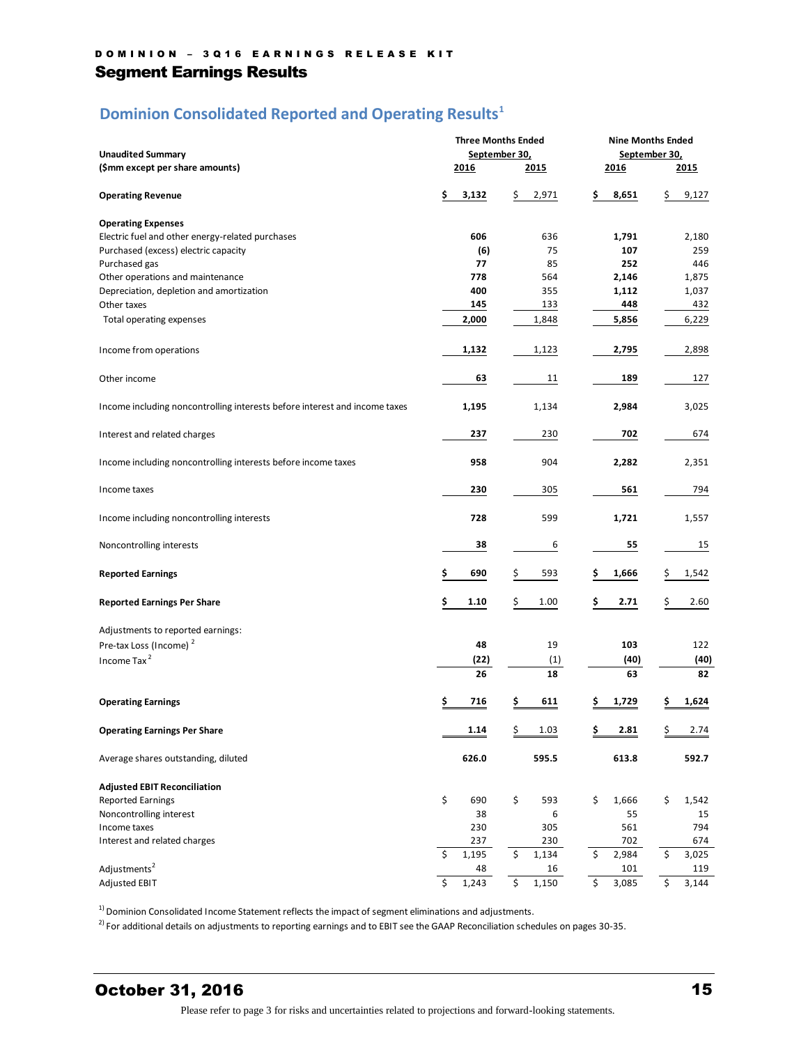## Segment Earnings Results

### Dominion Consolidated Reported and Operating Results[1]

| Unaudited Summary<br>($mm except per share amounts) | Three Months Ended September 30, 2016 | Three Months Ended September 30, 2015 | Nine Months Ended September 30, 2016 | Nine Months Ended September 30, 2015 |
|---|---|---|---|---|
| **Operating Revenue** | **$ 3,132** | $ 2,971 | **$ 8,651** | $ 9,127 |
| **Operating Expenses** | | | | |
| Electric fuel and other energy-related purchases | **606** | 636 | **1,791** | 2,180 |
| Purchased (excess) electric capacity | **(6)** | 75 | **107** | 259 |
| Purchased gas | **77** | 85 | **252** | 446 |
| Other operations and maintenance | **778** | 564 | **2,146** | 1,875 |
| Depreciation, depletion and amortization | **400** | 355 | **1,112** | 1,037 |
| Other taxes | **145** | 133 | **448** | 432 |
| Total operating expenses | **2,000** | 1,848 | **5,856** | 6,229 |
| Income from operations | **1,132** | 1,123 | **2,795** | 2,898 |
| Other income | **63** | 11 | **189** | 127 |
| Income including noncontrolling interests before interest and income taxes | **1,195** | 1,134 | **2,984** | 3,025 |
| Interest and related charges | **237** | 230 | **702** | 674 |
| Income including noncontrolling interests before income taxes | **958** | 904 | **2,282** | 2,351 |
| Income taxes | **230** | 305 | **561** | 794 |
| Income including noncontrolling interests | **728** | 599 | **1,721** | 1,557 |
| Noncontrolling interests | **38** | 6 | **55** | 15 |
| **Reported Earnings** | **$ 690** | $ 593 | **$ 1,666** | $ 1,542 |
| **Reported Earnings Per Share** | **$ 1.10** | $ 1.00 | **$ 2.71** | $ 2.60 |
| Adjustments to reported earnings: | | | | |
| Pre-tax Loss (Income) [2] | **48** | 19 | **103** | 122 |
| Income Tax [2] | **(22)** | (1) | **(40)** | **(40)** |
| | **26** | **18** | **63** | **82** |
| **Operating Earnings** | **$ 716** | **$ 611** | **$ 1,729** | **$ 1,624** |
| **Operating Earnings Per Share** | **1.14** | $ 1.03 | **$ 2.81** | $ 2.74 |
| Average shares outstanding, diluted | **626.0** | **595.5** | **613.8** | **592.7** |
| **Adjusted EBIT Reconciliation** | | | | |
| Reported Earnings | $ 690 | $ 593 | $ 1,666 | $ 1,542 |
| Noncontrolling interest | 38 | 6 | 55 | 15 |
| Income taxes | 230 | 305 | 561 | 794 |
| Interest and related charges | 237 | 230 | 702 | 674 |
| | $ 1,195 | $ 1,134 | $ 2,984 | $ 3,025 |
| Adjustments[2] | 48 | 16 | 101 | 119 |
| Adjusted EBIT | $ 1,243 | $ 1,150 | $ 3,085 | $ 3,144 |

[1] Dominion Consolidated Income Statement reflects the impact of segment eliminations and adjustments.

[2] For additional details on adjustments to reporting earnings and to EBIT see the GAAP Reconciliation schedules on pages 30-35.

Please refer to page 3 for risks and uncertainties related to projections and forward-looking statements.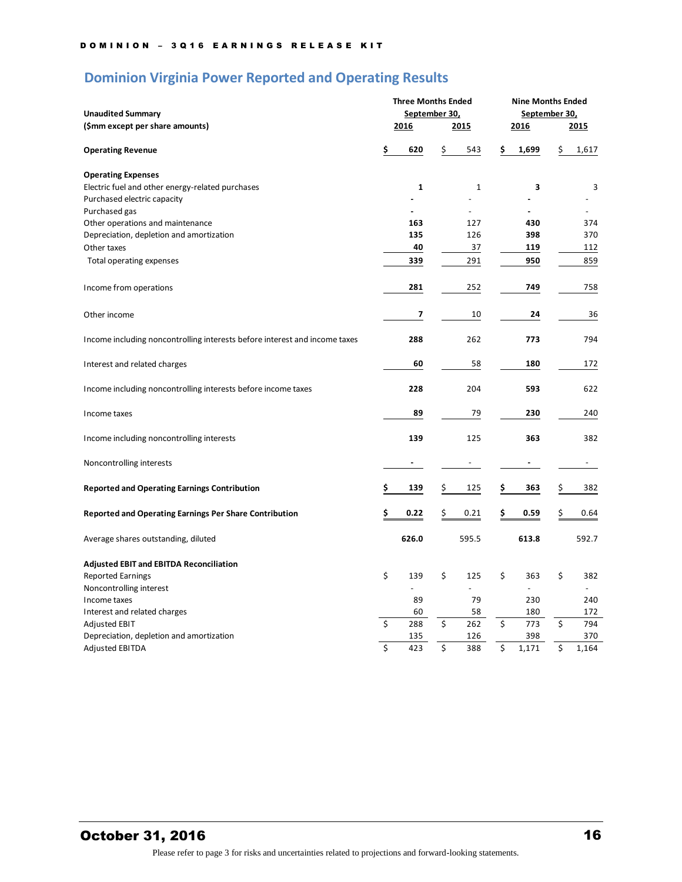## Dominion Virginia Power Reported and Operating Results

| Unaudited Summary<br>($mm except per share amounts) | Three Months Ended September 30, 2016 | Three Months Ended September 30, 2015 | Nine Months Ended September 30, 2016 | Nine Months Ended September 30, 2015 |
|---|---|---|---|---|
| **Operating Revenue** | **$ 620** | $ 543 | **$ 1,699** | $ 1,617 |
| **Operating Expenses** | | | | |
| Electric fuel and other energy-related purchases | **1** | 1 | **3** | 3 |
| Purchased electric capacity | **-** | - | **-** | - |
| Purchased gas | **-** | - | **-** | - |
| Other operations and maintenance | **163** | 127 | **430** | 374 |
| Depreciation, depletion and amortization | **135** | 126 | **398** | 370 |
| Other taxes | **40** | 37 | **119** | 112 |
| Total operating expenses | **339** | 291 | **950** | 859 |
| Income from operations | **281** | 252 | **749** | 758 |
| Other income | **7** | 10 | **24** | 36 |
| Income including noncontrolling interests before interest and income taxes | **288** | 262 | **773** | 794 |
| Interest and related charges | **60** | 58 | **180** | 172 |
| Income including noncontrolling interests before income taxes | **228** | 204 | **593** | 622 |
| Income taxes | **89** | 79 | **230** | 240 |
| Income including noncontrolling interests | **139** | 125 | **363** | 382 |
| Noncontrolling interests | **-** | - | **-** | - |
| **Reported and Operating Earnings Contribution** | **$ 139** | $ 125 | **$ 363** | $ 382 |
| **Reported and Operating Earnings Per Share Contribution** | **$ 0.22** | $ 0.21 | **$ 0.59** | $ 0.64 |
| Average shares outstanding, diluted | **626.0** | 595.5 | **613.8** | 592.7 |
| **Adjusted EBIT and EBITDA Reconciliation** | | | | |
| Reported Earnings | $ 139 | $ 125 | $ 363 | $ 382 |
| Noncontrolling interest | - | - | - | - |
| Income taxes | 89 | 79 | 230 | 240 |
| Interest and related charges | 60 | 58 | 180 | 172 |
| Adjusted EBIT | $ 288 | $ 262 | $ 773 | $ 794 |
| Depreciation, depletion and amortization | 135 | 126 | 398 | 370 |
| Adjusted EBITDA | $ 423 | $ 388 | $ 1,171 | $ 1,164 |

October 31, 2016

Please refer to page 3 for risks and uncertainties related to projections and forward-looking statements.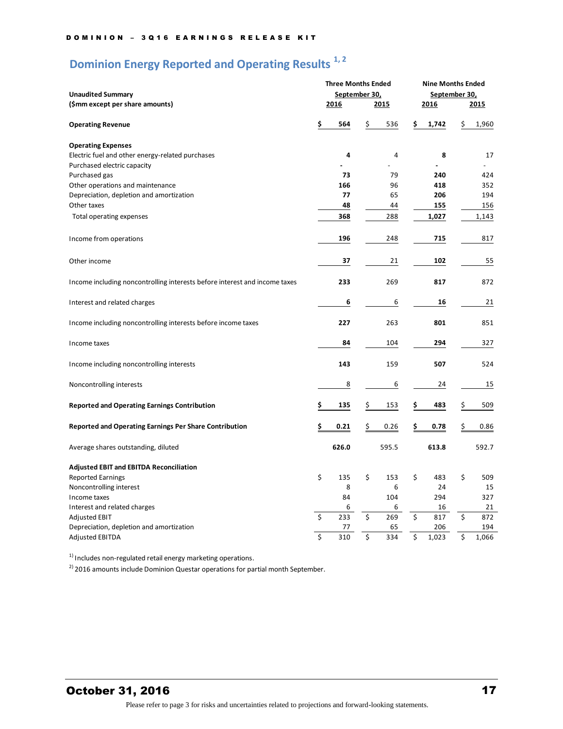## Dominion Energy Reported and Operating Results [1, 2]

| Unaudited Summary ($mm except per share amounts) | Three Months Ended September 30, 2016 | Three Months Ended September 30, 2015 | Nine Months Ended September 30, 2016 | Nine Months Ended September 30, 2015 |
|---|---|---|---|---|
| **Operating Revenue** | **$ 564** | $ 536 | **$ 1,742** | $ 1,960 |
| **Operating Expenses** | | | | |
| Electric fuel and other energy-related purchases | **4** | 4 | **8** | 17 |
| Purchased electric capacity | **-** | - | **-** | - |
| Purchased gas | **73** | 79 | **240** | 424 |
| Other operations and maintenance | **166** | 96 | **418** | 352 |
| Depreciation, depletion and amortization | **77** | 65 | **206** | 194 |
| Other taxes | **48** | 44 | **155** | 156 |
| Total operating expenses | **368** | 288 | **1,027** | 1,143 |
| Income from operations | **196** | 248 | **715** | 817 |
| Other income | **37** | 21 | **102** | 55 |
| Income including noncontrolling interests before interest and income taxes | **233** | 269 | **817** | 872 |
| Interest and related charges | **6** | 6 | **16** | 21 |
| Income including noncontrolling interests before income taxes | **227** | 263 | **801** | 851 |
| Income taxes | **84** | 104 | **294** | 327 |
| Income including noncontrolling interests | **143** | 159 | **507** | 524 |
| Noncontrolling interests | **8** | 6 | **24** | 15 |
| **Reported and Operating Earnings Contribution** | **$ 135** | $ 153 | **$ 483** | $ 509 |
| **Reported and Operating Earnings Per Share Contribution** | **$ 0.21** | $ 0.26 | **$ 0.78** | $ 0.86 |
| Average shares outstanding, diluted | **626.0** | 595.5 | **613.8** | 592.7 |
| **Adjusted EBIT and EBITDA Reconciliation** | | | | |
| Reported Earnings | $ 135 | $ 153 | $ 483 | $ 509 |
| Noncontrolling interest | 8 | 6 | 24 | 15 |
| Income taxes | 84 | 104 | 294 | 327 |
| Interest and related charges | 6 | 6 | 16 | 21 |
| Adjusted EBIT | $ 233 | $ 269 | $ 817 | $ 872 |
| Depreciation, depletion and amortization | 77 | 65 | 206 | 194 |
| Adjusted EBITDA | $ 310 | $ 334 | $ 1,023 | $ 1,066 |

[1] Includes non-regulated retail energy marketing operations.

[2] 2016 amounts include Dominion Questar operations for partial month September.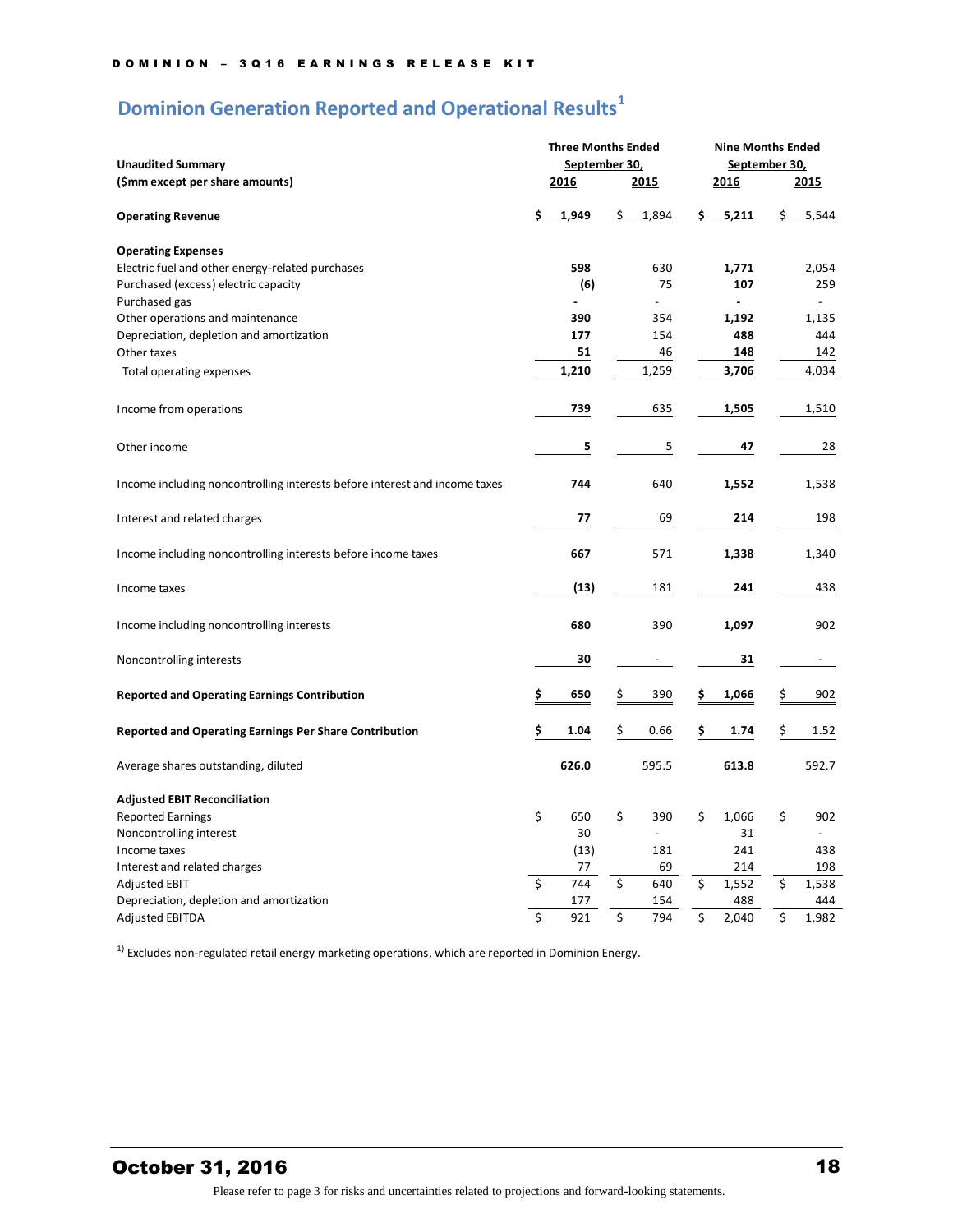# Dominion Generation Reported and Operational Results[1]

| Unaudited Summary<br>($mm except per share amounts) | Three Months Ended September 30, 2016 | Three Months Ended September 30, 2015 | Nine Months Ended September 30, 2016 | Nine Months Ended September 30, 2015 |
|---|---|---|---|---|
| **Operating Revenue** | **$ 1,949** | $ 1,894 | **$ 5,211** | $ 5,544 |
| **Operating Expenses** | | | | |
| Electric fuel and other energy-related purchases | **598** | 630 | **1,771** | 2,054 |
| Purchased (excess) electric capacity | **(6)** | 75 | **107** | 259 |
| Purchased gas | **-** | - | **-** | - |
| Other operations and maintenance | **390** | 354 | **1,192** | 1,135 |
| Depreciation, depletion and amortization | **177** | 154 | **488** | 444 |
| Other taxes | **51** | 46 | **148** | 142 |
| Total operating expenses | **1,210** | 1,259 | **3,706** | 4,034 |
| Income from operations | **739** | 635 | **1,505** | 1,510 |
| Other income | **5** | 5 | **47** | 28 |
| Income including noncontrolling interests before interest and income taxes | **744** | 640 | **1,552** | 1,538 |
| Interest and related charges | **77** | 69 | **214** | 198 |
| Income including noncontrolling interests before income taxes | **667** | 571 | **1,338** | 1,340 |
| Income taxes | **(13)** | 181 | **241** | 438 |
| Income including noncontrolling interests | **680** | 390 | **1,097** | 902 |
| Noncontrolling interests | **30** | - | **31** | - |
| **Reported and Operating Earnings Contribution** | **$ 650** | $ 390 | **$ 1,066** | $ 902 |
| **Reported and Operating Earnings Per Share Contribution** | **$ 1.04** | $ 0.66 | **$ 1.74** | $ 1.52 |
| Average shares outstanding, diluted | **626.0** | 595.5 | **613.8** | 592.7 |
| **Adjusted EBIT Reconciliation** | | | | |
| Reported Earnings | $ 650 | $ 390 | $ 1,066 | $ 902 |
| Noncontrolling interest | 30 | - | 31 | - |
| Income taxes | (13) | 181 | 241 | 438 |
| Interest and related charges | 77 | 69 | 214 | 198 |
| Adjusted EBIT | $ 744 | $ 640 | $ 1,552 | $ 1,538 |
| Depreciation, depletion and amortization | 177 | 154 | 488 | 444 |
| Adjusted EBITDA | $ 921 | $ 794 | $ 2,040 | $ 1,982 |

[1] Excludes non-regulated retail energy marketing operations, which are reported in Dominion Energy.

Please refer to page 3 for risks and uncertainties related to projections and forward-looking statements.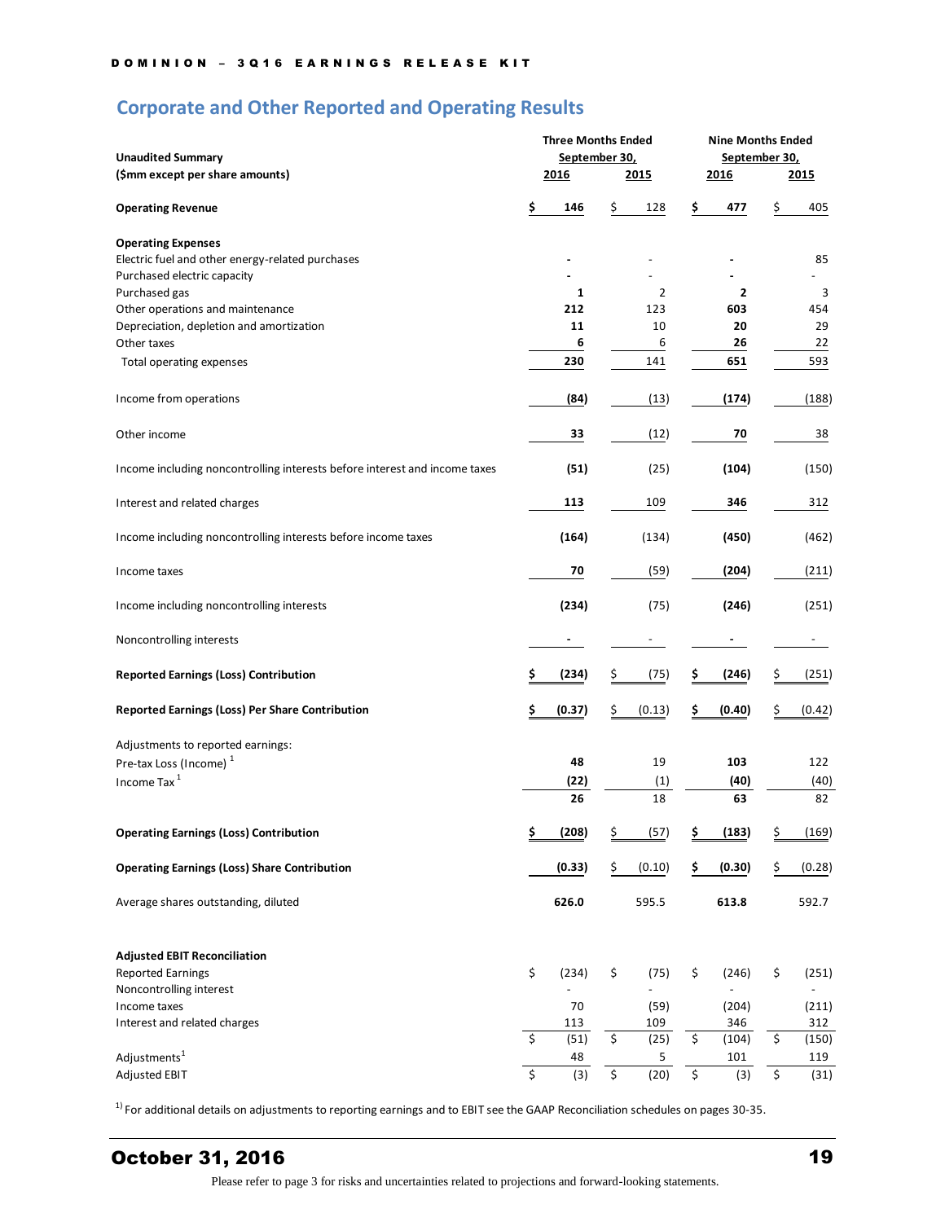## Corporate and Other Reported and Operating Results

| Unaudited Summary ($mm except per share amounts) | Three Months Ended September 30, 2016 | Three Months Ended September 30, 2015 | Nine Months Ended September 30, 2016 | Nine Months Ended September 30, 2015 |
|---|---|---|---|---|
| **Operating Revenue** | **$ 146** | $ 128 | **$ 477** | $ 405 |
| **Operating Expenses** | | | | |
| Electric fuel and other energy-related purchases | - | - | - | 85 |
| Purchased electric capacity | - | - | - | - |
| Purchased gas | **1** | 2 | **2** | 3 |
| Other operations and maintenance | **212** | 123 | **603** | 454 |
| Depreciation, depletion and amortization | **11** | 10 | **20** | 29 |
| Other taxes | **6** | 6 | **26** | 22 |
| Total operating expenses | **230** | 141 | **651** | 593 |
| Income from operations | **(84)** | (13) | **(174)** | (188) |
| Other income | **33** | (12) | **70** | 38 |
| Income including noncontrolling interests before interest and income taxes | **(51)** | (25) | **(104)** | (150) |
| Interest and related charges | **113** | 109 | **346** | 312 |
| Income including noncontrolling interests before income taxes | **(164)** | (134) | **(450)** | (462) |
| Income taxes | **70** | (59) | **(204)** | (211) |
| Income including noncontrolling interests | **(234)** | (75) | **(246)** | (251) |
| Noncontrolling interests | - | - | - | - |
| **Reported Earnings (Loss) Contribution** | **$ (234)** | $ (75) | **$ (246)** | $ (251) |
| **Reported Earnings (Loss) Per Share Contribution** | **$ (0.37)** | $ (0.13) | **$ (0.40)** | $ (0.42) |
| Adjustments to reported earnings: | | | | |
| Pre-tax Loss (Income) [1] | **48** | 19 | **103** | 122 |
| Income Tax [1] | **(22)** | (1) | **(40)** | (40) |
| | **26** | 18 | **63** | 82 |
| **Operating Earnings (Loss) Contribution** | **$ (208)** | $ (57) | **$ (183)** | $ (169) |
| **Operating Earnings (Loss) Share Contribution** | **(0.33)** | $ (0.10) | **$ (0.30)** | $ (0.28) |
| Average shares outstanding, diluted | **626.0** | 595.5 | **613.8** | 592.7 |

| **Adjusted EBIT Reconciliation** | Three Months Ended September 30, 2016 | Three Months Ended September 30, 2015 | Nine Months Ended September 30, 2016 | Nine Months Ended September 30, 2015 |
|---|---|---|---|---|
| Reported Earnings | $ (234) | $ (75) | $ (246) | $ (251) |
| Noncontrolling interest | - | - | - | - |
| Income taxes | 70 | (59) | (204) | (211) |
| Interest and related charges | 113 | 109 | 346 | 312 |
| | $ (51) | $ (25) | $ (104) | $ (150) |
| Adjustments[1] | 48 | 5 | 101 | 119 |
| Adjusted EBIT | $ (3) | $ (20) | $ (3) | $ (31) |

[1] For additional details on adjustments to reporting earnings and to EBIT see the GAAP Reconciliation schedules on pages 30-35.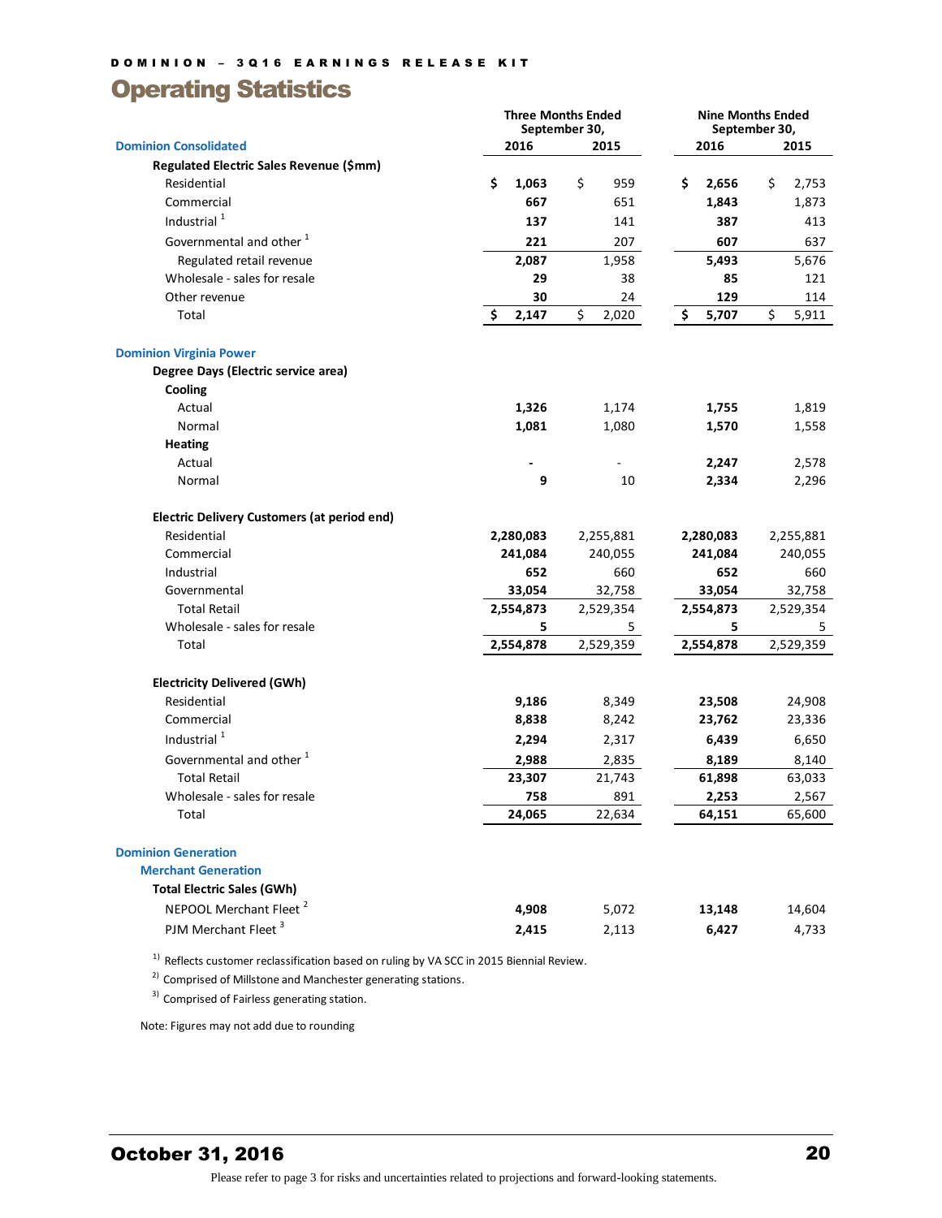DOMINION – 3Q16 EARNINGS RELEASE KIT

# Operating Statistics

| | Three Months Ended September 30, | | Nine Months Ended September 30, | |
|---|---|---|---|---|
| **Dominion Consolidated** | 2016 | 2015 | 2016 | 2015 |
| **Regulated Electric Sales Revenue ($mm)** | | | | |
| Residential | $ 1,063 | $ 959 | $ 2,656 | $ 2,753 |
| Commercial | 667 | 651 | 1,843 | 1,873 |
| Industrial [1] | 137 | 141 | 387 | 413 |
| Governmental and other [1] | 221 | 207 | 607 | 637 |
| Regulated retail revenue | 2,087 | 1,958 | 5,493 | 5,676 |
| Wholesale - sales for resale | 29 | 38 | 85 | 121 |
| Other revenue | 30 | 24 | 129 | 114 |
| Total | $ 2,147 | $ 2,020 | $ 5,707 | $ 5,911 |
| **Dominion Virginia Power** | | | | |
| **Degree Days (Electric service area)** | | | | |
| **Cooling** | | | | |
| Actual | 1,326 | 1,174 | 1,755 | 1,819 |
| Normal | 1,081 | 1,080 | 1,570 | 1,558 |
| **Heating** | | | | |
| Actual | - | - | 2,247 | 2,578 |
| Normal | 9 | 10 | 2,334 | 2,296 |
| **Electric Delivery Customers (at period end)** | | | | |
| Residential | 2,280,083 | 2,255,881 | 2,280,083 | 2,255,881 |
| Commercial | 241,084 | 240,055 | 241,084 | 240,055 |
| Industrial | 652 | 660 | 652 | 660 |
| Governmental | 33,054 | 32,758 | 33,054 | 32,758 |
| Total Retail | 2,554,873 | 2,529,354 | 2,554,873 | 2,529,354 |
| Wholesale - sales for resale | 5 | 5 | 5 | 5 |
| Total | 2,554,878 | 2,529,359 | 2,554,878 | 2,529,359 |
| **Electricity Delivered (GWh)** | | | | |
| Residential | 9,186 | 8,349 | 23,508 | 24,908 |
| Commercial | 8,838 | 8,242 | 23,762 | 23,336 |
| Industrial [1] | 2,294 | 2,317 | 6,439 | 6,650 |
| Governmental and other [1] | 2,988 | 2,835 | 8,189 | 8,140 |
| Total Retail | 23,307 | 21,743 | 61,898 | 63,033 |
| Wholesale - sales for resale | 758 | 891 | 2,253 | 2,567 |
| Total | 24,065 | 22,634 | 64,151 | 65,600 |
| **Dominion Generation** | | | | |
| **Merchant Generation** | | | | |
| **Total Electric Sales (GWh)** | | | | |
| NEPOOL Merchant Fleet [2] | 4,908 | 5,072 | 13,148 | 14,604 |
| PJM Merchant Fleet [3] | 2,415 | 2,113 | 6,427 | 4,733 |

1) Reflects customer reclassification based on ruling by VA SCC in 2015 Biennial Review.

2) Comprised of Millstone and Manchester generating stations.

3) Comprised of Fairless generating station.

Note: Figures may not add due to rounding

October 31, 2016

Please refer to page 3 for risks and uncertainties related to projections and forward-looking statements.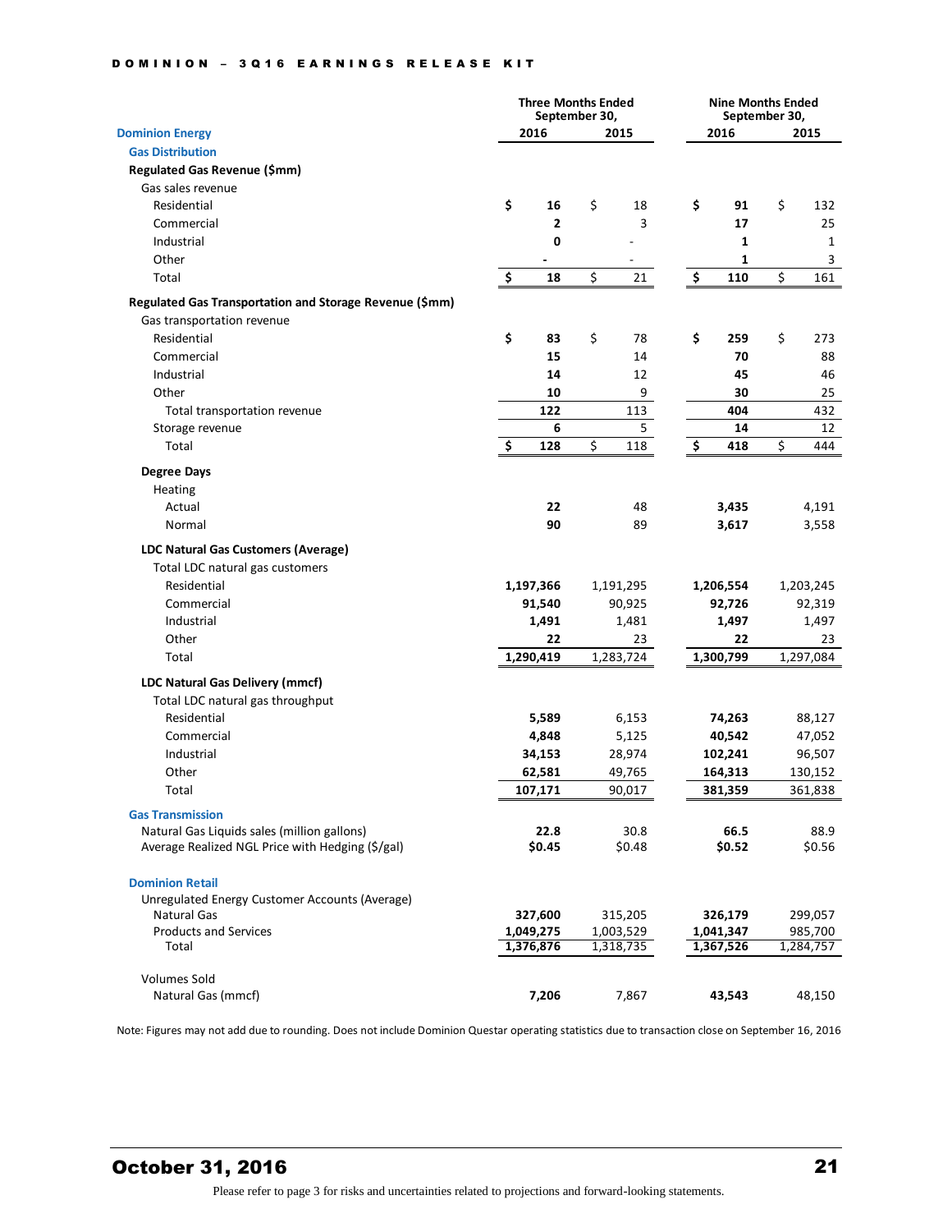| | Three Months Ended September 30, | | Nine Months Ended September 30, | |
|---|---|---|---|---|
| **Dominion Energy** | **2016** | **2015** | **2016** | **2015** |
| **Gas Distribution** | | | | |
| **Regulated Gas Revenue ($mm)** | | | | |
| Gas sales revenue | | | | |
| Residential | **$ 16** | $ 18 | **$ 91** | $ 132 |
| Commercial | **2** | 3 | **17** | 25 |
| Industrial | **0** | - | **1** | 1 |
| Other | **-** | - | **1** | 3 |
| Total | **$ 18** | $ 21 | **$ 110** | $ 161 |
| **Regulated Gas Transportation and Storage Revenue ($mm)** | | | | |
| Gas transportation revenue | | | | |
| Residential | **$ 83** | $ 78 | **$ 259** | $ 273 |
| Commercial | **15** | 14 | **70** | 88 |
| Industrial | **14** | 12 | **45** | 46 |
| Other | **10** | 9 | **30** | 25 |
| Total transportation revenue | **122** | 113 | **404** | 432 |
| Storage revenue | **6** | 5 | **14** | 12 |
| Total | **$ 128** | $ 118 | **$ 418** | $ 444 |
| **Degree Days** | | | | |
| Heating | | | | |
| Actual | **22** | 48 | **3,435** | 4,191 |
| Normal | **90** | 89 | **3,617** | 3,558 |
| **LDC Natural Gas Customers (Average)** | | | | |
| Total LDC natural gas customers | | | | |
| Residential | **1,197,366** | 1,191,295 | **1,206,554** | 1,203,245 |
| Commercial | **91,540** | 90,925 | **92,726** | 92,319 |
| Industrial | **1,491** | 1,481 | **1,497** | 1,497 |
| Other | **22** | 23 | **22** | 23 |
| Total | **1,290,419** | 1,283,724 | **1,300,799** | 1,297,084 |
| **LDC Natural Gas Delivery (mmcf)** | | | | |
| Total LDC natural gas throughput | | | | |
| Residential | **5,589** | 6,153 | **74,263** | 88,127 |
| Commercial | **4,848** | 5,125 | **40,542** | 47,052 |
| Industrial | **34,153** | 28,974 | **102,241** | 96,507 |
| Other | **62,581** | 49,765 | **164,313** | 130,152 |
| Total | **107,171** | 90,017 | **381,359** | 361,838 |
| **Gas Transmission** | | | | |
| Natural Gas Liquids sales (million gallons) | **22.8** | 30.8 | **66.5** | 88.9 |
| Average Realized NGL Price with Hedging ($/gal) | **$0.45** | $0.48 | **$0.52** | $0.56 |
| **Dominion Retail** | | | | |
| Unregulated Energy Customer Accounts (Average) | | | | |
| Natural Gas | **327,600** | 315,205 | **326,179** | 299,057 |
| Products and Services | **1,049,275** | 1,003,529 | **1,041,347** | 985,700 |
| Total | **1,376,876** | 1,318,735 | **1,367,526** | 1,284,757 |
| Volumes Sold | | | | |
| Natural Gas (mmcf) | **7,206** | 7,867 | **43,543** | 48,150 |

Note: Figures may not add due to rounding. Does not include Dominion Questar operating statistics due to transaction close on September 16, 2016

**October 31, 2016**

Please refer to page 3 for risks and uncertainties related to projections and forward-looking statements.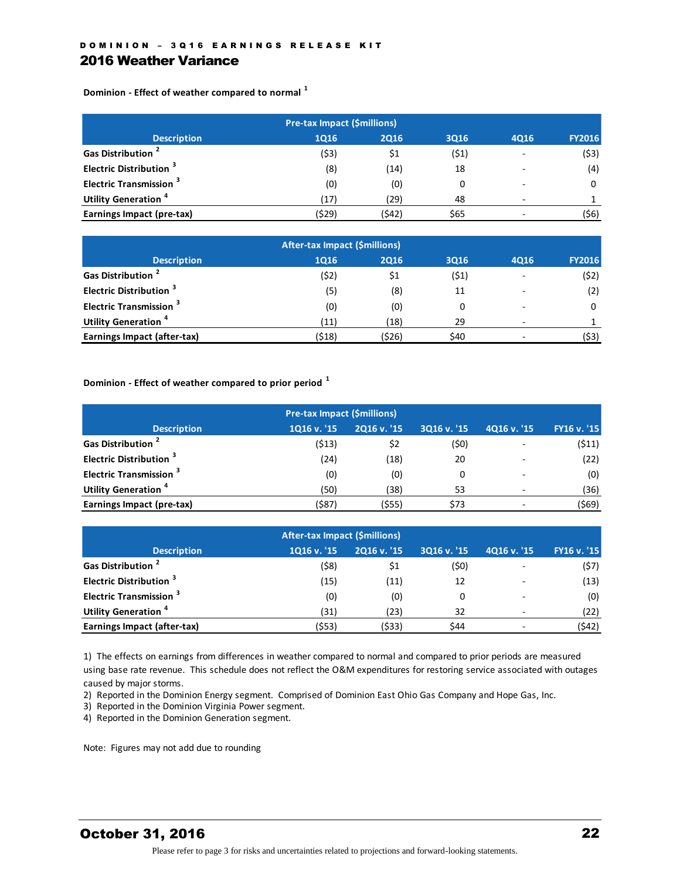## 2016 Weather Variance

**Dominion - Effect of weather compared to normal** [1]

| Description | Pre-tax Impact ($millions) 1Q16 | 2Q16 | 3Q16 | 4Q16 | FY2016 |
|---|---|---|---|---|---|
| Gas Distribution [2] | ($3) | $1 | ($1) | - | ($3) |
| Electric Distribution [3] | (8) | (14) | 18 | - | (4) |
| Electric Transmission [3] | (0) | (0) | 0 | - | 0 |
| Utility Generation [4] | (17) | (29) | 48 | - | 1 |
| **Earnings Impact (pre-tax)** | ($29) | ($42) | $65 | - | ($6) |

| Description | After-tax Impact ($millions) 1Q16 | 2Q16 | 3Q16 | 4Q16 | FY2016 |
|---|---|---|---|---|---|
| Gas Distribution [2] | ($2) | $1 | ($1) | - | ($2) |
| Electric Distribution [3] | (5) | (8) | 11 | - | (2) |
| Electric Transmission [3] | (0) | (0) | 0 | - | 0 |
| Utility Generation [4] | (11) | (18) | 29 | - | 1 |
| **Earnings Impact (after-tax)** | ($18) | ($26) | $40 | - | ($3) |

**Dominion - Effect of weather compared to prior period** [1]

| Description | Pre-tax Impact ($millions) 1Q16 v. '15 | 2Q16 v. '15 | 3Q16 v. '15 | 4Q16 v. '15 | FY16 v. '15 |
|---|---|---|---|---|---|
| Gas Distribution [2] | ($13) | $2 | ($0) | - | ($11) |
| Electric Distribution [3] | (24) | (18) | 20 | - | (22) |
| Electric Transmission [3] | (0) | (0) | 0 | - | (0) |
| Utility Generation [4] | (50) | (38) | 53 | - | (36) |
| **Earnings Impact (pre-tax)** | ($87) | ($55) | $73 | - | ($69) |

| Description | After-tax Impact ($millions) 1Q16 v. '15 | 2Q16 v. '15 | 3Q16 v. '15 | 4Q16 v. '15 | FY16 v. '15 |
|---|---|---|---|---|---|
| Gas Distribution [2] | ($8) | $1 | ($0) | - | ($7) |
| Electric Distribution [3] | (15) | (11) | 12 | - | (13) |
| Electric Transmission [3] | (0) | (0) | 0 | - | (0) |
| Utility Generation [4] | (31) | (23) | 32 | - | (22) |
| **Earnings Impact (after-tax)** | ($53) | ($33) | $44 | - | ($42) |

1) The effects on earnings from differences in weather compared to normal and compared to prior periods are measured using base rate revenue. This schedule does not reflect the O&M expenditures for restoring service associated with outages caused by major storms.
2) Reported in the Dominion Energy segment. Comprised of Dominion East Ohio Gas Company and Hope Gas, Inc.
3) Reported in the Dominion Virginia Power segment.
4) Reported in the Dominion Generation segment.

Note: Figures may not add due to rounding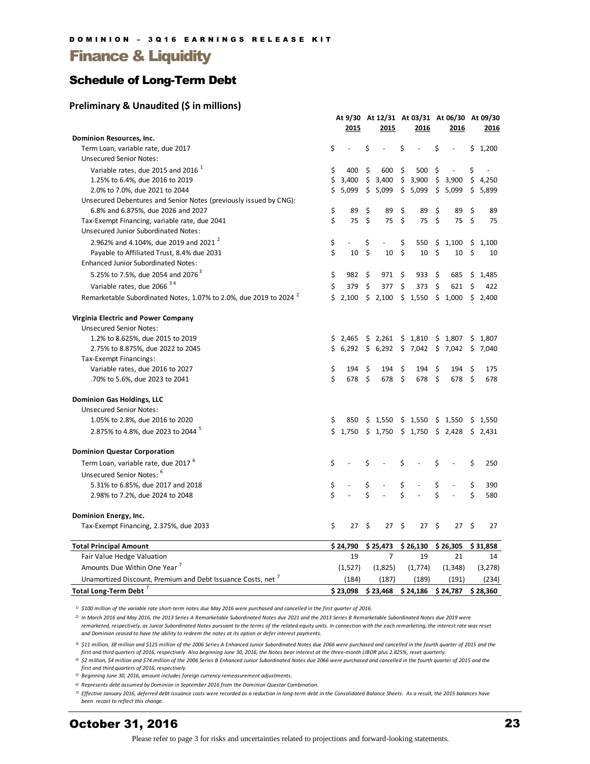# Finance & Liquidity

## Schedule of Long-Term Debt

### Preliminary & Unaudited ($ in millions)

| | At 9/30 2015 | At 12/31 2015 | At 03/31 2016 | At 06/30 2016 | At 09/30 2016 |
|---|---|---|---|---|---|
| **Dominion Resources, Inc.** | | | | | |
| Term Loan, variable rate, due 2017 | $ - | $ - | $ - | $ - | $ 1,200 |
| Unsecured Senior Notes: | | | | | |
| Variable rates, due 2015 and 2016 [1] | $ 400 | $ 600 | $ 500 | $ - | $ - |
| 1.25% to 6.4%, due 2016 to 2019 | $ 3,400 | $ 3,400 | $ 3,900 | $ 3,900 | $ 4,250 |
| 2.0% to 7.0%, due 2021 to 2044 | $ 5,099 | $ 5,099 | $ 5,099 | $ 5,099 | $ 5,899 |
| Unsecured Debentures and Senior Notes (previously issued by CNG): | | | | | |
| 6.8% and 6.875%, due 2026 and 2027 | $ 89 | $ 89 | $ 89 | $ 89 | $ 89 |
| Tax-Exempt Financing, variable rate, due 2041 | $ 75 | $ 75 | $ 75 | $ 75 | $ 75 |
| Unsecured Junior Subordinated Notes: | | | | | |
| 2.962% and 4.104%, due 2019 and 2021 [2] | $ - | $ - | $ 550 | $ 1,100 | $ 1,100 |
| Payable to Affiliated Trust, 8.4% due 2031 | $ 10 | $ 10 | $ 10 | $ 10 | $ 10 |
| Enhanced Junior Subordinated Notes: | | | | | |
| 5.25% to 7.5%, due 2054 and 2076 [3] | $ 982 | $ 971 | $ 933 | $ 685 | $ 1,485 |
| Variable rates, due 2066 [3 4] | $ 379 | $ 377 | $ 373 | $ 621 | $ 422 |
| Remarketable Subordinated Notes, 1.07% to 2.0%, due 2019 to 2024 [2] | $ 2,100 | $ 2,100 | $ 1,550 | $ 1,000 | $ 2,400 |
| **Virginia Electric and Power Company** | | | | | |
| Unsecured Senior Notes: | | | | | |
| 1.2% to 8.625%, due 2015 to 2019 | $ 2,465 | $ 2,261 | $ 1,810 | $ 1,807 | $ 1,807 |
| 2.75% to 8.875%, due 2022 to 2045 | $ 6,292 | $ 6,292 | $ 7,042 | $ 7,042 | $ 7,040 |
| Tax-Exempt Financings: | | | | | |
| Variable rates, due 2016 to 2027 | $ 194 | $ 194 | $ 194 | $ 194 | $ 175 |
| .70% to 5.6%, due 2023 to 2041 | $ 678 | $ 678 | $ 678 | $ 678 | $ 678 |
| **Dominion Gas Holdings, LLC** | | | | | |
| Unsecured Senior Notes: | | | | | |
| 1.05% to 2.8%, due 2016 to 2020 | $ 850 | $ 1,550 | $ 1,550 | $ 1,550 | $ 1,550 |
| 2.875% to 4.8%, due 2023 to 2044 [5] | $ 1,750 | $ 1,750 | $ 1,750 | $ 2,428 | $ 2,431 |
| **Dominion Questar Corporation** | | | | | |
| Term Loan, variable rate, due 2017 [6] | $ - | $ - | $ - | $ - | $ 250 |
| Unsecured Senior Notes: [6] | | | | | |
| 5.31% to 6.85%, due 2017 and 2018 | $ - | $ - | $ - | $ - | $ 390 |
| 2.98% to 7.2%, due 2024 to 2048 | $ - | $ - | $ - | $ - | $ 580 |
| **Dominion Energy, Inc.** | | | | | |
| Tax-Exempt Financing, 2.375%, due 2033 | $ 27 | $ 27 | $ 27 | $ 27 | $ 27 |
| **Total Principal Amount** | **$ 24,790** | **$ 25,473** | **$ 26,130** | **$ 26,305** | **$ 31,858** |
| Fair Value Hedge Valuation | 19 | 7 | 19 | 21 | 14 |
| Amounts Due Within One Year [7] | (1,527) | (1,825) | (1,774) | (1,348) | (3,278) |
| Unamortized Discount, Premium and Debt Issuance Costs, net [7] | (184) | (187) | (189) | (191) | (234) |
| **Total Long-Term Debt [7]** | **$ 23,098** | **$ 23,468** | **$ 24,186** | **$ 24,787** | **$ 28,360** |

*1) $100 million of the variable rate short-term notes due May 2016 were purchased and cancelled in the first quarter of 2016.*

*2) In March 2016 and May 2016, the 2013 Series A Remarketable Subordinated Notes due 2021 and the 2013 Series B Remarketable Subordinated Notes due 2019 were remarketed, respectively, as Junior Subordinated Notes pursuant to the terms of the related equity units. In connection with the each remarketing, the interest rate was reset and Dominion ceased to have the ability to redeem the notes at its option or defer interest payments.*

*3) $11 million, 38 million and $125 million of the 2006 Series A Enhanced Junior Subordinated Notes due 2066 were purchased and cancelled in the fourth quarter of 2015 and the first and third quarters of 2016, respectively Also beginning June 30, 2016, the Notes bear interest at the three-month LIBOR plus 2.825%, reset quarterly.*

*4) $2 million, $4 million and $74 million of the 2006 Series B Enhanced Junior Subordinated Notes due 2066 were purchased and cancelled in the fourth quarter of 2015 and the first and third quarters of 2016, respectively.*

*5) Beginning June 30, 2016, amount includes foreign currency remeasurement adjustments.*

*6) Represents debt assumed by Dominion in September 2016 from the Dominion Questar Combination.*

*7) Effective January 2016, deferred debt issuance costs were recorded as a reduction in long-term debt in the Consolidated Balance Sheets. As a result, the 2015 balances have been recast to reflect this change.*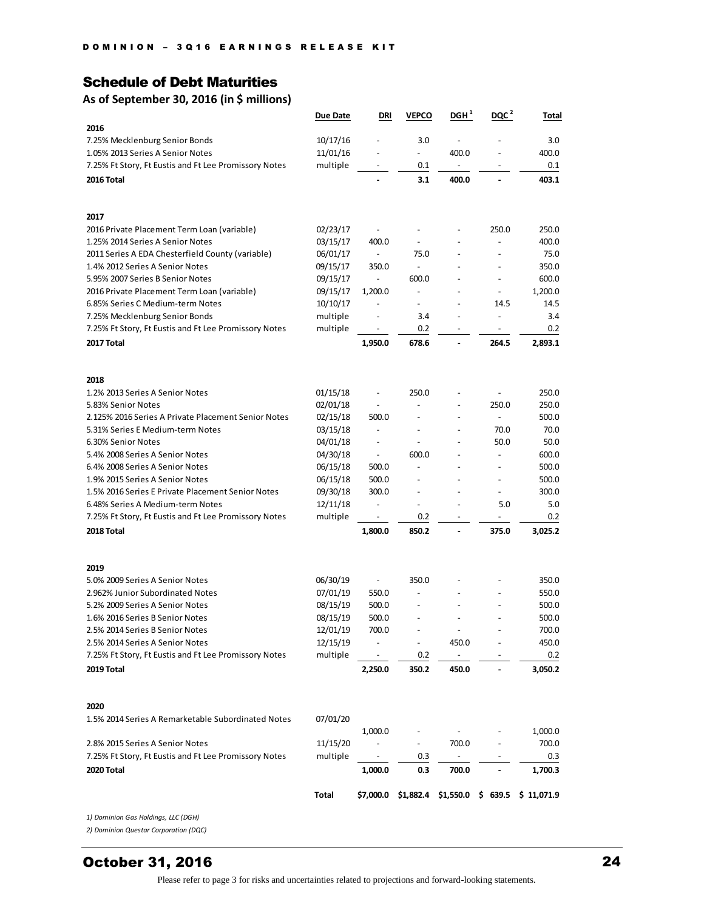## Schedule of Debt Maturities

**As of September 30, 2016 (in $ millions)**

| | Due Date | DRI | VEPCO | DGH [1] | DQC [2] | Total |
|---|---|---|---|---|---|---|
| **2016** | | | | | | |
| 7.25% Mecklenburg Senior Bonds | 10/17/16 | - | 3.0 | - | - | 3.0 |
| 1.05% 2013 Series A Senior Notes | 11/01/16 | - | - | 400.0 | - | 400.0 |
| 7.25% Ft Story, Ft Eustis and Ft Lee Promissory Notes | multiple | - | 0.1 | - | - | 0.1 |
| **2016 Total** | | **-** | **3.1** | **400.0** | **-** | **403.1** |
| **2017** | | | | | | |
| 2016 Private Placement Term Loan (variable) | 02/23/17 | - | - | - | 250.0 | 250.0 |
| 1.25% 2014 Series A Senior Notes | 03/15/17 | 400.0 | - | - | - | 400.0 |
| 2011 Series A EDA Chesterfield County (variable) | 06/01/17 | - | 75.0 | - | - | 75.0 |
| 1.4% 2012 Series A Senior Notes | 09/15/17 | 350.0 | - | - | - | 350.0 |
| 5.95% 2007 Series B Senior Notes | 09/15/17 | - | 600.0 | - | - | 600.0 |
| 2016 Private Placement Term Loan (variable) | 09/15/17 | 1,200.0 | - | - | - | 1,200.0 |
| 6.85% Series C Medium-term Notes | 10/10/17 | - | - | - | 14.5 | 14.5 |
| 7.25% Mecklenburg Senior Bonds | multiple | - | 3.4 | - | - | 3.4 |
| 7.25% Ft Story, Ft Eustis and Ft Lee Promissory Notes | multiple | - | 0.2 | - | - | 0.2 |
| **2017 Total** | | **1,950.0** | **678.6** | **-** | **264.5** | **2,893.1** |
| **2018** | | | | | | |
| 1.2% 2013 Series A Senior Notes | 01/15/18 | - | 250.0 | - | - | 250.0 |
| 5.83% Senior Notes | 02/01/18 | - | - | - | 250.0 | 250.0 |
| 2.125% 2016 Series A Private Placement Senior Notes | 02/15/18 | 500.0 | - | - | - | 500.0 |
| 5.31% Series E Medium-term Notes | 03/15/18 | - | - | - | 70.0 | 70.0 |
| 6.30% Senior Notes | 04/01/18 | - | - | - | 50.0 | 50.0 |
| 5.4% 2008 Series A Senior Notes | 04/30/18 | - | 600.0 | - | - | 600.0 |
| 6.4% 2008 Series A Senior Notes | 06/15/18 | 500.0 | - | - | - | 500.0 |
| 1.9% 2015 Series A Senior Notes | 06/15/18 | 500.0 | - | - | - | 500.0 |
| 1.5% 2016 Series E Private Placement Senior Notes | 09/30/18 | 300.0 | - | - | - | 300.0 |
| 6.48% Series A Medium-term Notes | 12/11/18 | - | - | - | 5.0 | 5.0 |
| 7.25% Ft Story, Ft Eustis and Ft Lee Promissory Notes | multiple | - | 0.2 | - | - | 0.2 |
| **2018 Total** | | **1,800.0** | **850.2** | **-** | **375.0** | **3,025.2** |
| **2019** | | | | | | |
| 5.0% 2009 Series A Senior Notes | 06/30/19 | - | 350.0 | - | - | 350.0 |
| 2.962% Junior Subordinated Notes | 07/01/19 | 550.0 | - | - | - | 550.0 |
| 5.2% 2009 Series A Senior Notes | 08/15/19 | 500.0 | - | - | - | 500.0 |
| 1.6% 2016 Series B Senior Notes | 08/15/19 | 500.0 | - | - | - | 500.0 |
| 2.5% 2014 Series B Senior Notes | 12/01/19 | 700.0 | - | - | - | 700.0 |
| 2.5% 2014 Series A Senior Notes | 12/15/19 | - | - | 450.0 | - | 450.0 |
| 7.25% Ft Story, Ft Eustis and Ft Lee Promissory Notes | multiple | - | 0.2 | - | - | 0.2 |
| **2019 Total** | | **2,250.0** | **350.2** | **450.0** | **-** | **3,050.2** |
| **2020** | | | | | | |
| 1.5% 2014 Series A Remarketable Subordinated Notes | 07/01/20 | 1,000.0 | - | - | - | 1,000.0 |
| 2.8% 2015 Series A Senior Notes | 11/15/20 | - | - | 700.0 | - | 700.0 |
| 7.25% Ft Story, Ft Eustis and Ft Lee Promissory Notes | multiple | - | 0.3 | - | - | 0.3 |
| **2020 Total** | | **1,000.0** | **0.3** | **700.0** | **-** | **1,700.3** |
| | **Total** | **$7,000.0** | **$1,882.4** | **$1,550.0** | **$ 639.5** | **$ 11,071.9** |

*1) Dominion Gas Holdings, LLC (DGH)*

*2) Dominion Questar Corporation (DQC)*

Please refer to page 3 for risks and uncertainties related to projections and forward-looking statements.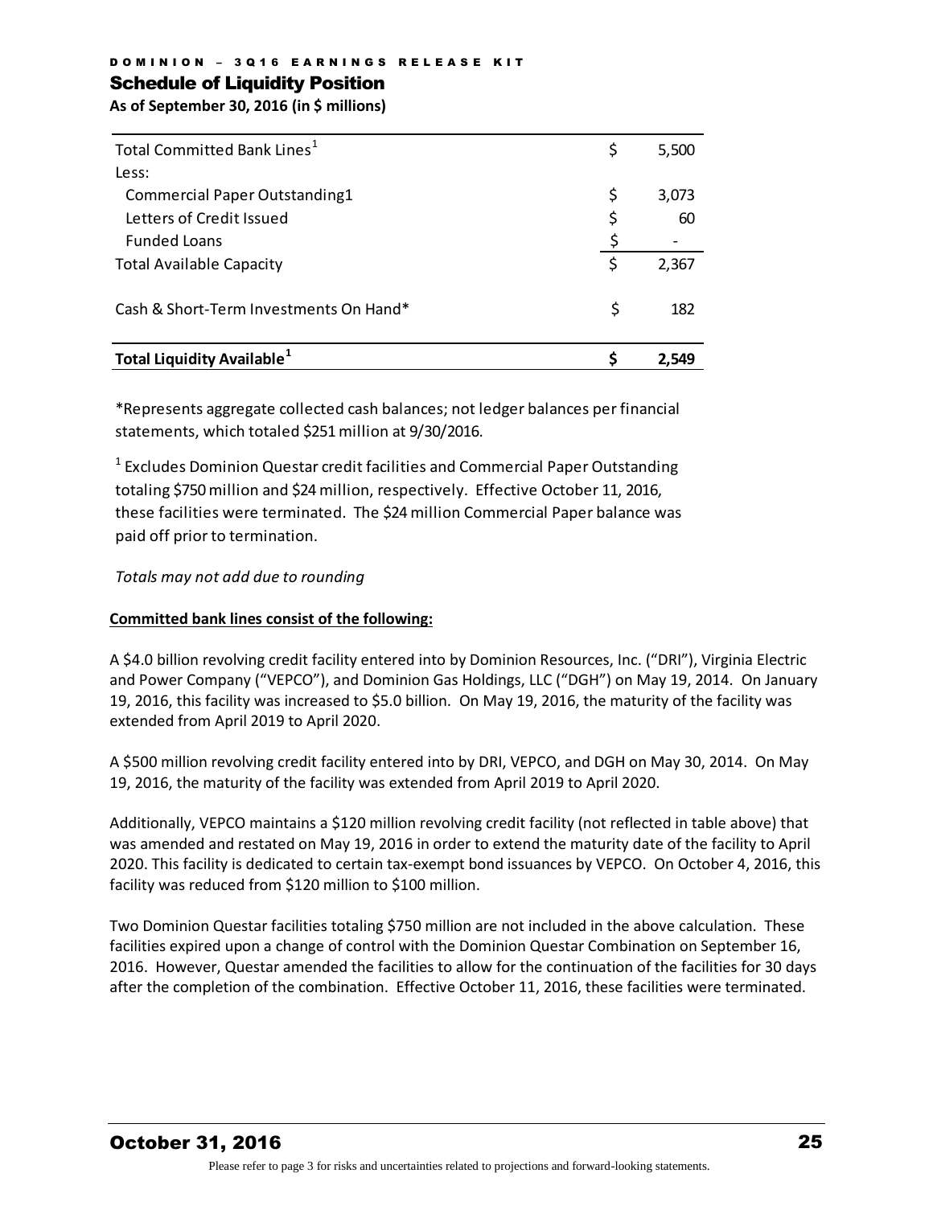## Schedule of Liquidity Position

**As of September 30, 2016 (in $ millions)**

| | | |
|---|---|---|
| Total Committed Bank Lines[1] | $ | 5,500 |
| Less: | | |
| Commercial Paper Outstanding1 | $ | 3,073 |
| Letters of Credit Issued | $ | 60 |
| Funded Loans | $ | - |
| Total Available Capacity | $ | 2,367 |
| | | |
| Cash & Short-Term Investments On Hand* | $ | 182 |
| | | |
| **Total Liquidity Available[1]** | **$** | **2,549** |

*Represents aggregate collected cash balances; not ledger balances per financial statements, which totaled $251 million at 9/30/2016.

[1] Excludes Dominion Questar credit facilities and Commercial Paper Outstanding totaling $750 million and $24 million, respectively. Effective October 11, 2016, these facilities were terminated. The $24 million Commercial Paper balance was paid off prior to termination.

*Totals may not add due to rounding*

**Committed bank lines consist of the following:**

A $4.0 billion revolving credit facility entered into by Dominion Resources, Inc. ("DRI"), Virginia Electric and Power Company ("VEPCO"), and Dominion Gas Holdings, LLC ("DGH") on May 19, 2014. On January 19, 2016, this facility was increased to $5.0 billion. On May 19, 2016, the maturity of the facility was extended from April 2019 to April 2020.

A $500 million revolving credit facility entered into by DRI, VEPCO, and DGH on May 30, 2014. On May 19, 2016, the maturity of the facility was extended from April 2019 to April 2020.

Additionally, VEPCO maintains a $120 million revolving credit facility (not reflected in table above) that was amended and restated on May 19, 2016 in order to extend the maturity date of the facility to April 2020. This facility is dedicated to certain tax-exempt bond issuances by VEPCO. On October 4, 2016, this facility was reduced from $120 million to $100 million.

Two Dominion Questar facilities totaling $750 million are not included in the above calculation. These facilities expired upon a change of control with the Dominion Questar Combination on September 16, 2016. However, Questar amended the facilities to allow for the continuation of the facilities for 30 days after the completion of the combination. Effective October 11, 2016, these facilities were terminated.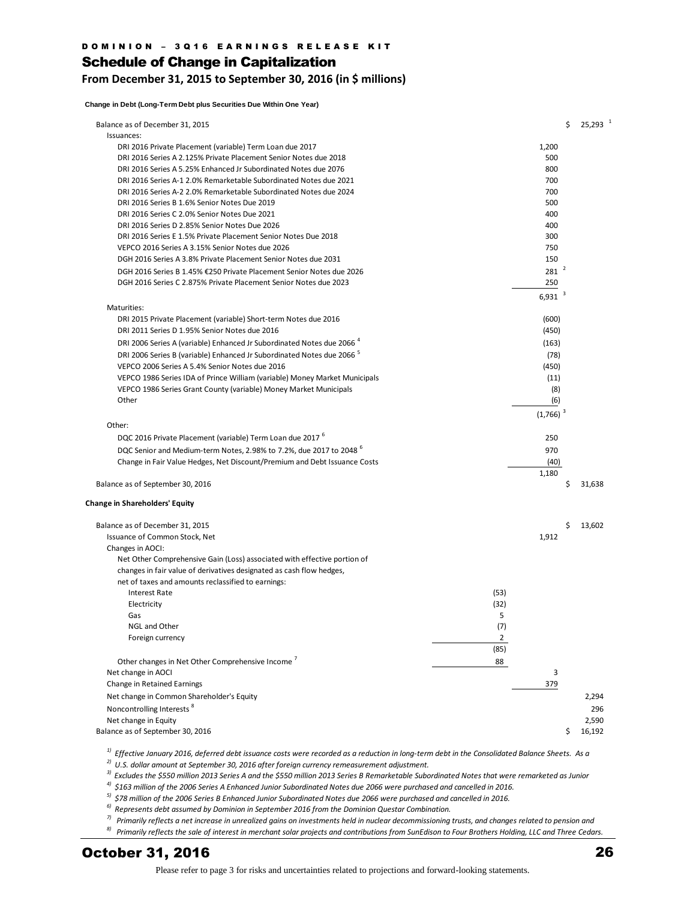## Schedule of Change in Capitalization

**From December 31, 2015 to September 30, 2016 (in $ millions)**

**Change in Debt (Long-Term Debt plus Securities Due Within One Year)**

| | | | |
|---|---|---|---|
| Balance as of December 31, 2015 | | | $ 25,293 [1] |
| Issuances: | | | |
| DRI 2016 Private Placement (variable) Term Loan due 2017 | | 1,200 | |
| DRI 2016 Series A 2.125% Private Placement Senior Notes due 2018 | | 500 | |
| DRI 2016 Series A 5.25% Enhanced Jr Subordinated Notes due 2076 | | 800 | |
| DRI 2016 Series A-1 2.0% Remarketable Subordinated Notes due 2021 | | 700 | |
| DRI 2016 Series A-2 2.0% Remarketable Subordinated Notes due 2024 | | 700 | |
| DRI 2016 Series B 1.6% Senior Notes Due 2019 | | 500 | |
| DRI 2016 Series C 2.0% Senior Notes Due 2021 | | 400 | |
| DRI 2016 Series D 2.85% Senior Notes Due 2026 | | 400 | |
| DRI 2016 Series E 1.5% Private Placement Senior Notes Due 2018 | | 300 | |
| VEPCO 2016 Series A 3.15% Senior Notes due 2026 | | 750 | |
| DGH 2016 Series A 3.8% Private Placement Senior Notes due 2031 | | 150 | |
| DGH 2016 Series B 1.45% €250 Private Placement Senior Notes due 2026 | | 281 [2] | |
| DGH 2016 Series C 2.875% Private Placement Senior Notes due 2023 | | 250 | |
| | | 6,931 [3] | |
| Maturities: | | | |
| DRI 2015 Private Placement (variable) Short-term Notes due 2016 | | (600) | |
| DRI 2011 Series D 1.95% Senior Notes due 2016 | | (450) | |
| DRI 2006 Series A (variable) Enhanced Jr Subordinated Notes due 2066 [4] | | (163) | |
| DRI 2006 Series B (variable) Enhanced Jr Subordinated Notes due 2066 [5] | | (78) | |
| VEPCO 2006 Series A 5.4% Senior Notes due 2016 | | (450) | |
| VEPCO 1986 Series IDA of Prince William (variable) Money Market Municipals | | (11) | |
| VEPCO 1986 Series Grant County (variable) Money Market Municipals | | (8) | |
| Other | | (6) | |
| | | (1,766) [3] | |
| Other: | | | |
| DQC 2016 Private Placement (variable) Term Loan due 2017 [6] | | 250 | |
| DQC Senior and Medium-term Notes, 2.98% to 7.2%, due 2017 to 2048 [6] | | 970 | |
| Change in Fair Value Hedges, Net Discount/Premium and Debt Issuance Costs | | (40) | |
| | | 1,180 | |
| Balance as of September 30, 2016 | | | $ 31,638 |

**Change in Shareholders' Equity**

| | | | |
|---|---|---|---|
| Balance as of December 31, 2015 | | | $ 13,602 |
| Issuance of Common Stock, Net | | 1,912 | |
| Changes in AOCI: | | | |
| Net Other Comprehensive Gain (Loss) associated with effective portion of changes in fair value of derivatives designated as cash flow hedges, net of taxes and amounts reclassified to earnings: | | | |
| Interest Rate | (53) | | |
| Electricity | (32) | | |
| Gas | 5 | | |
| NGL and Other | (7) | | |
| Foreign currency | 2 | | |
| | (85) | | |
| Other changes in Net Other Comprehensive Income [7] | 88 | | |
| Net change in AOCI | | 3 | |
| Change in Retained Earnings | | 379 | |
| Net change in Common Shareholder's Equity | | | 2,294 |
| Noncontrolling Interests [8] | | | 296 |
| Net change in Equity | | | 2,590 |
| Balance as of September 30, 2016 | | | $ 16,192 |

*1) Effective January 2016, deferred debt issuance costs were recorded as a reduction in long-term debt in the Consolidated Balance Sheets. As a*

*2) U.S. dollar amount at September 30, 2016 after foreign currency remeasurement adjustment.*

*3) Excludes the $550 million 2013 Series A and the $550 million 2013 Series B Remarketable Subordinated Notes that were remarketed as Junior*

*4) $163 million of the 2006 Series A Enhanced Junior Subordinated Notes due 2066 were purchased and cancelled in 2016.*

*5) $78 million of the 2006 Series B Enhanced Junior Subordinated Notes due 2066 were purchased and cancelled in 2016.*

*6) Represents debt assumed by Dominion in September 2016 from the Dominion Questar Combination.*

*7) Primarily reflects a net increase in unrealized gains on investments held in nuclear decommissioning trusts, and changes related to pension and*

*8) Primarily reflects the sale of interest in merchant solar projects and contributions from SunEdison to Four Brothers Holding, LLC and Three Cedars.*

**October 31, 2016**

Please refer to page 3 for risks and uncertainties related to projections and forward-looking statements.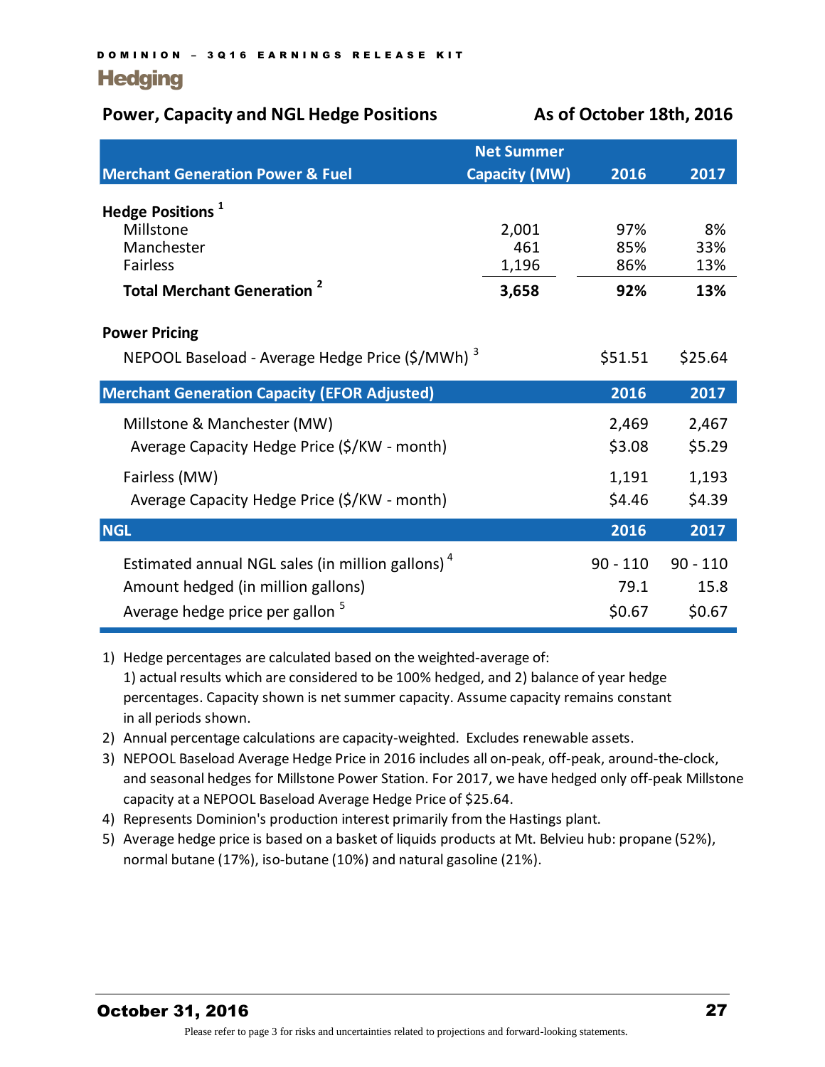## Hedging

**Power, Capacity and NGL Hedge Positions** — **As of October 18th, 2016**

| Merchant Generation Power & Fuel | Net Summer Capacity (MW) | 2016 | 2017 |
|---|---|---|---|
| **Hedge Positions** [1] | | | |
| Millstone | 2,001 | 97% | 8% |
| Manchester | 461 | 85% | 33% |
| Fairless | 1,196 | 86% | 13% |
| **Total Merchant Generation** [2] | **3,658** | **92%** | **13%** |
| **Power Pricing** | | | |
| NEPOOL Baseload - Average Hedge Price ($/MWh) [3] | | $51.51 | $25.64 |

| Merchant Generation Capacity (EFOR Adjusted) | 2016 | 2017 |
|---|---|---|
| Millstone & Manchester (MW) | 2,469 | 2,467 |
| Average Capacity Hedge Price ($/KW - month) | $3.08 | $5.29 |
| Fairless (MW) | 1,191 | 1,193 |
| Average Capacity Hedge Price ($/KW - month) | $4.46 | $4.39 |

| NGL | 2016 | 2017 |
|---|---|---|
| Estimated annual NGL sales (in million gallons) [4] | 90 - 110 | 90 - 110 |
| Amount hedged (in million gallons) | 79.1 | 15.8 |
| Average hedge price per gallon [5] | $0.67 | $0.67 |

1) Hedge percentages are calculated based on the weighted-average of:
   1) actual results which are considered to be 100% hedged, and 2) balance of year hedge percentages. Capacity shown is net summer capacity. Assume capacity remains constant in all periods shown.
2) Annual percentage calculations are capacity-weighted. Excludes renewable assets.
3) NEPOOL Baseload Average Hedge Price in 2016 includes all on-peak, off-peak, around-the-clock, and seasonal hedges for Millstone Power Station. For 2017, we have hedged only off-peak Millstone capacity at a NEPOOL Baseload Average Hedge Price of $25.64.
4) Represents Dominion's production interest primarily from the Hastings plant.
5) Average hedge price is based on a basket of liquids products at Mt. Belvieu hub: propane (52%), normal butane (17%), iso-butane (10%) and natural gasoline (21%).

**October 31, 2016**

Please refer to page 3 for risks and uncertainties related to projections and forward-looking statements.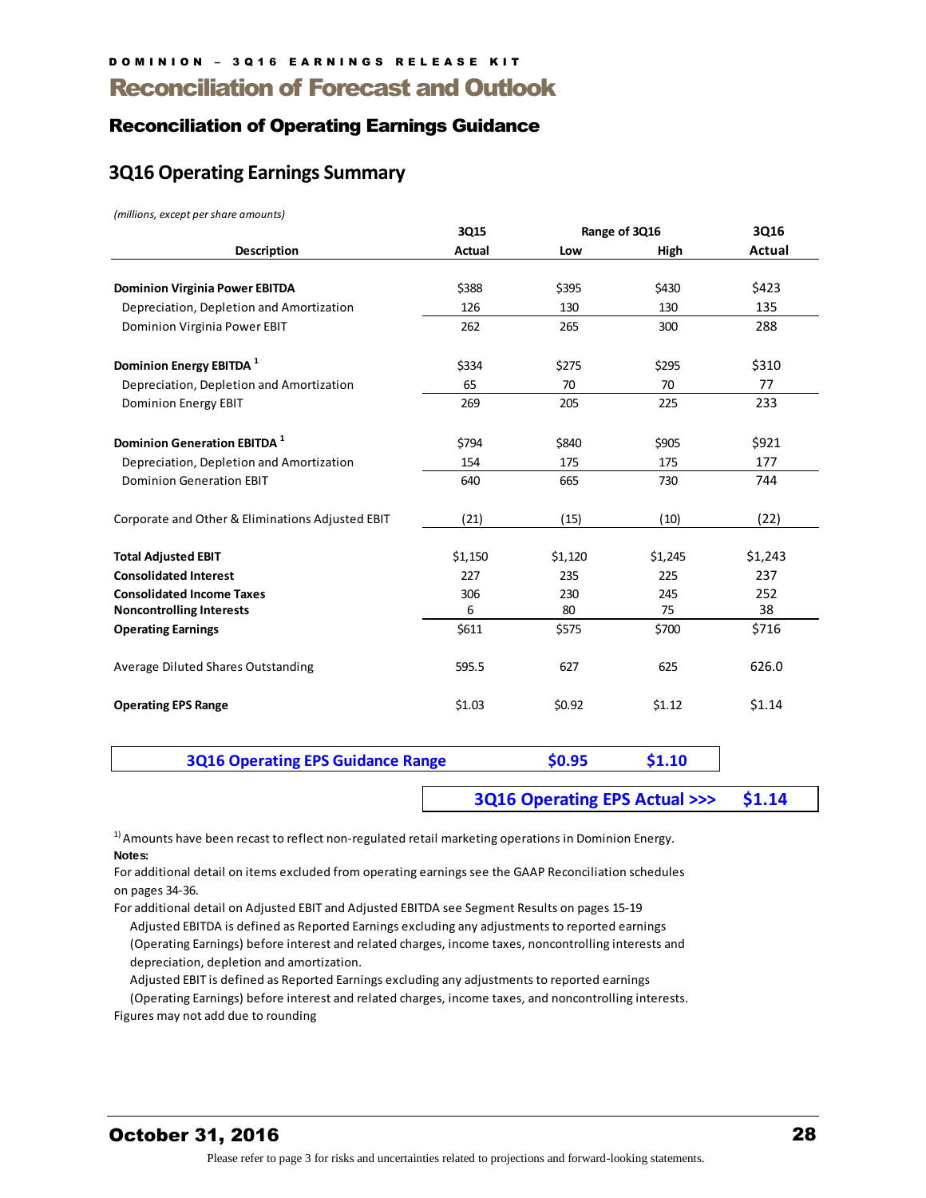DOMINION – 3Q16 EARNINGS RELEASE KIT

# Reconciliation of Forecast and Outlook

## Reconciliation of Operating Earnings Guidance

### 3Q16 Operating Earnings Summary

*(millions, except per share amounts)*

| Description | 3Q15 Actual | Range of 3Q16 Low | Range of 3Q16 High | 3Q16 Actual |
|---|---|---|---|---|
| **Dominion Virginia Power EBITDA** | $388 | $395 | $430 | $423 |
| Depreciation, Depletion and Amortization | 126 | 130 | 130 | 135 |
| Dominion Virginia Power EBIT | 262 | 265 | 300 | 288 |
| **Dominion Energy EBITDA** [1] | $334 | $275 | $295 | $310 |
| Depreciation, Depletion and Amortization | 65 | 70 | 70 | 77 |
| Dominion Energy EBIT | 269 | 205 | 225 | 233 |
| **Dominion Generation EBITDA** [1] | $794 | $840 | $905 | $921 |
| Depreciation, Depletion and Amortization | 154 | 175 | 175 | 177 |
| Dominion Generation EBIT | 640 | 665 | 730 | 744 |
| Corporate and Other & Eliminations Adjusted EBIT | (21) | (15) | (10) | (22) |
| **Total Adjusted EBIT** | $1,150 | $1,120 | $1,245 | $1,243 |
| **Consolidated Interest** | 227 | 235 | 225 | 237 |
| **Consolidated Income Taxes** | 306 | 230 | 245 | 252 |
| **Noncontrolling Interests** | 6 | 80 | 75 | 38 |
| **Operating Earnings** | $611 | $575 | $700 | $716 |
| Average Diluted Shares Outstanding | 595.5 | 627 | 625 | 626.0 |
| **Operating EPS Range** | $1.03 | $0.92 | $1.12 | $1.14 |

| 3Q16 Operating EPS Guidance Range | $0.95 | $1.10 |
|---|---|---|

| 3Q16 Operating EPS Actual >>> | $1.14 |
|---|---|

[1] Amounts have been recast to reflect non-regulated retail marketing operations in Dominion Energy.

**Notes:**

For additional detail on items excluded from operating earnings see the GAAP Reconciliation schedules on pages 34-36.

For additional detail on Adjusted EBIT and Adjusted EBITDA see Segment Results on pages 15-19

Adjusted EBITDA is defined as Reported Earnings excluding any adjustments to reported earnings (Operating Earnings) before interest and related charges, income taxes, noncontrolling interests and depreciation, depletion and amortization.

Adjusted EBIT is defined as Reported Earnings excluding any adjustments to reported earnings (Operating Earnings) before interest and related charges, income taxes, and noncontrolling interests.

Figures may not add due to rounding

**October 31, 2016**

Please refer to page 3 for risks and uncertainties related to projections and forward-looking statements.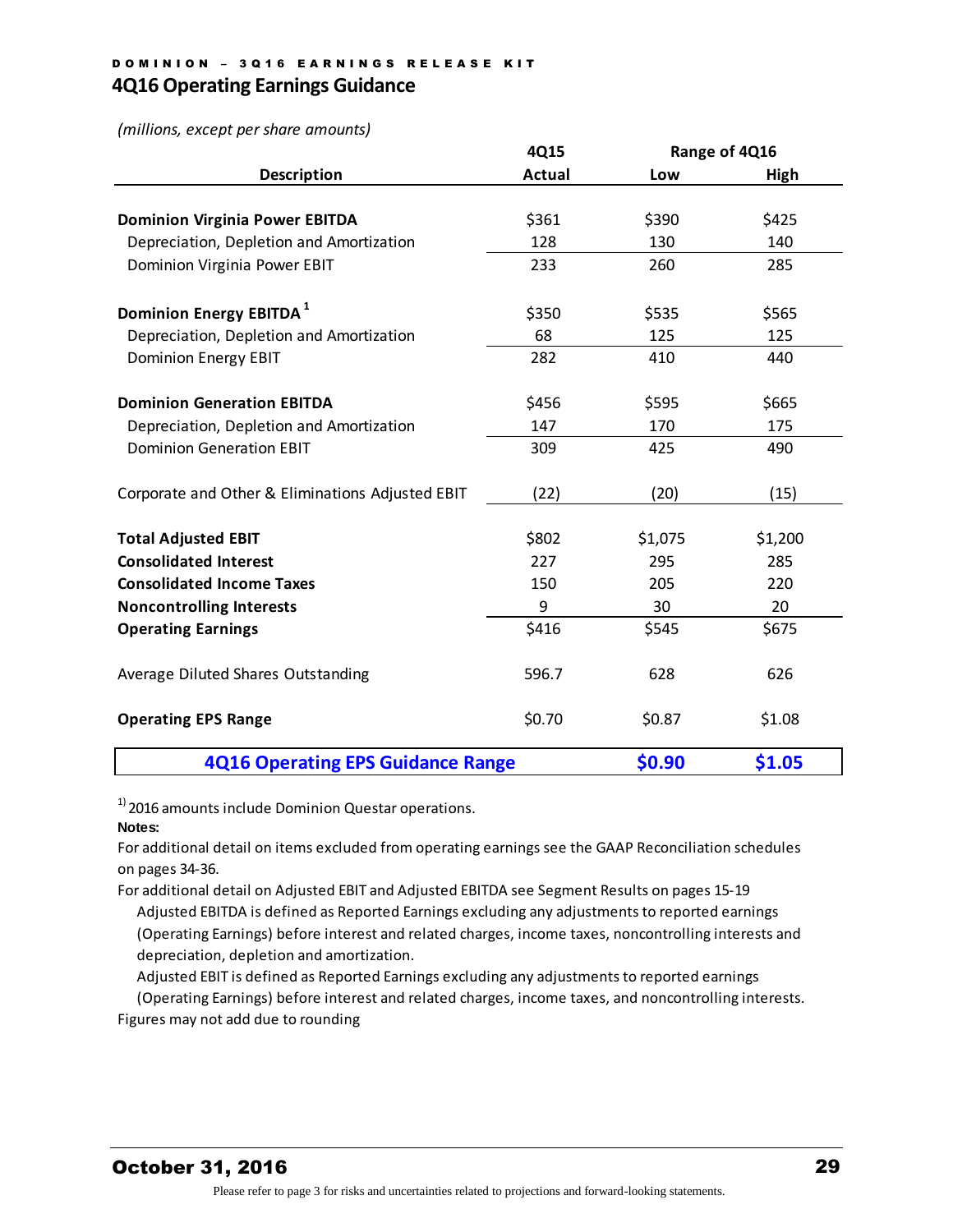## 4Q16 Operating Earnings Guidance

*(millions, except per share amounts)*

| Description | 4Q15 Actual | Range of 4Q16 Low | Range of 4Q16 High |
|---|---|---|---|
| **Dominion Virginia Power EBITDA** | $361 | $390 | $425 |
| Depreciation, Depletion and Amortization | 128 | 130 | 140 |
| Dominion Virginia Power EBIT | 233 | 260 | 285 |
| **Dominion Energy EBITDA** [1] | $350 | $535 | $565 |
| Depreciation, Depletion and Amortization | 68 | 125 | 125 |
| Dominion Energy EBIT | 282 | 410 | 440 |
| **Dominion Generation EBITDA** | $456 | $595 | $665 |
| Depreciation, Depletion and Amortization | 147 | 170 | 175 |
| Dominion Generation EBIT | 309 | 425 | 490 |
| Corporate and Other & Eliminations Adjusted EBIT | (22) | (20) | (15) |
| **Total Adjusted EBIT** | $802 | $1,075 | $1,200 |
| **Consolidated Interest** | 227 | 295 | 285 |
| **Consolidated Income Taxes** | 150 | 205 | 220 |
| **Noncontrolling Interests** | 9 | 30 | 20 |
| **Operating Earnings** | $416 | $545 | $675 |
| Average Diluted Shares Outstanding | 596.7 | 628 | 626 |
| **Operating EPS Range** | $0.70 | $0.87 | $1.08 |
| **4Q16 Operating EPS Guidance Range** | | **$0.90** | **$1.05** |

[1] 2016 amounts include Dominion Questar operations.

**Notes:**

For additional detail on items excluded from operating earnings see the GAAP Reconciliation schedules on pages 34-36.

For additional detail on Adjusted EBIT and Adjusted EBITDA see Segment Results on pages 15-19

Adjusted EBITDA is defined as Reported Earnings excluding any adjustments to reported earnings (Operating Earnings) before interest and related charges, income taxes, noncontrolling interests and depreciation, depletion and amortization.

Adjusted EBIT is defined as Reported Earnings excluding any adjustments to reported earnings (Operating Earnings) before interest and related charges, income taxes, and noncontrolling interests.

Figures may not add due to rounding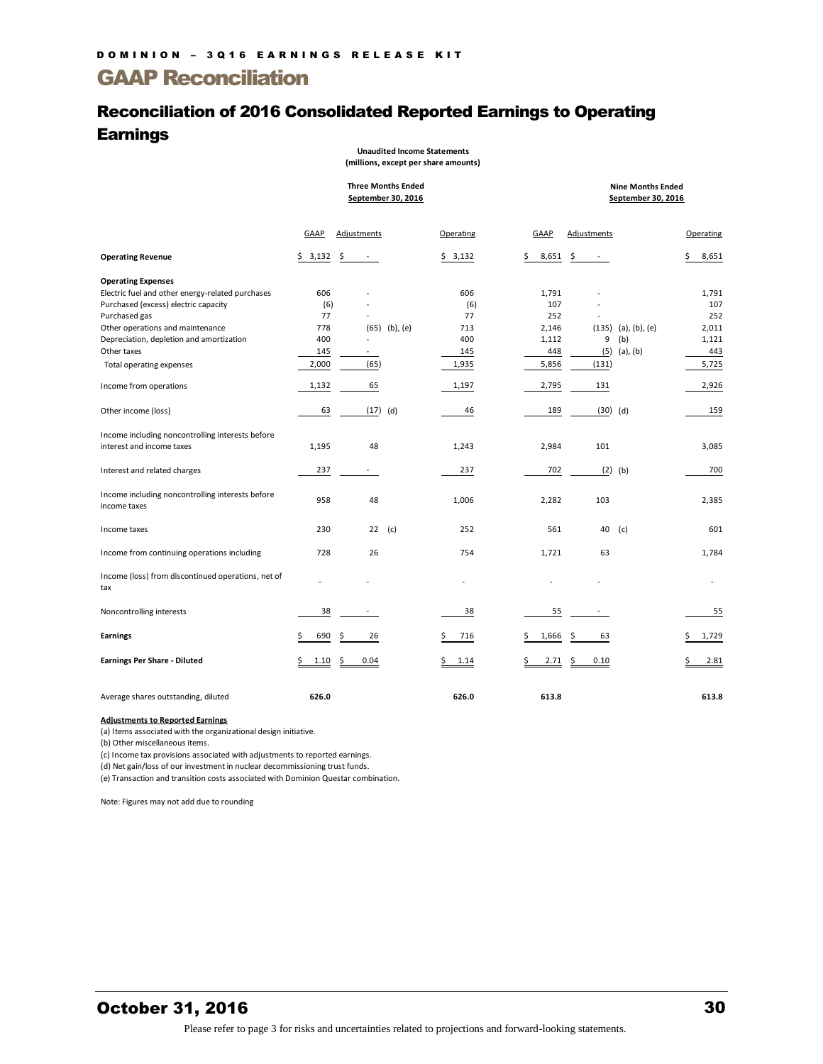# GAAP Reconciliation

## Reconciliation of 2016 Consolidated Reported Earnings to Operating Earnings

**Unaudited Income Statements**
**(millions, except per share amounts)**

| | Three Months Ended September 30, 2016 | | | | Nine Months Ended September 30, 2016 | | | |
|---|---|---|---|---|---|---|---|---|
| | GAAP | Adjustments | | Operating | GAAP | Adjustments | | Operating |
| **Operating Revenue** | $ 3,132 | $ - | | $ 3,132 | $ 8,651 | $ - | | $ 8,651 |
| **Operating Expenses** | | | | | | | | |
| Electric fuel and other energy-related purchases | 606 | - | | 606 | 1,791 | - | | 1,791 |
| Purchased (excess) electric capacity | (6) | - | | (6) | 107 | - | | 107 |
| Purchased gas | 77 | - | | 77 | 252 | - | | 252 |
| Other operations and maintenance | 778 | (65) | (b), (e) | 713 | 2,146 | (135) | (a), (b), (e) | 2,011 |
| Depreciation, depletion and amortization | 400 | - | | 400 | 1,112 | 9 | (b) | 1,121 |
| Other taxes | 145 | - | | 145 | 448 | (5) | (a), (b) | 443 |
| Total operating expenses | 2,000 | (65) | | 1,935 | 5,856 | (131) | | 5,725 |
| Income from operations | 1,132 | 65 | | 1,197 | 2,795 | 131 | | 2,926 |
| Other income (loss) | 63 | (17) | (d) | 46 | 189 | (30) | (d) | 159 |
| Income including noncontrolling interests before interest and income taxes | 1,195 | 48 | | 1,243 | 2,984 | 101 | | 3,085 |
| Interest and related charges | 237 | - | | 237 | 702 | (2) | (b) | 700 |
| Income including noncontrolling interests before income taxes | 958 | 48 | | 1,006 | 2,282 | 103 | | 2,385 |
| Income taxes | 230 | 22 | (c) | 252 | 561 | 40 | (c) | 601 |
| Income from continuing operations including | 728 | 26 | | 754 | 1,721 | 63 | | 1,784 |
| Income (loss) from discontinued operations, net of tax | - | - | | - | - | - | | - |
| Noncontrolling interests | 38 | - | | 38 | 55 | - | | 55 |
| **Earnings** | $ 690 | $ 26 | | $ 716 | $ 1,666 | $ 63 | | $ 1,729 |
| **Earnings Per Share - Diluted** | $ 1.10 | $ 0.04 | | $ 1.14 | $ 2.71 | $ 0.10 | | $ 2.81 |
| Average shares outstanding, diluted | **626.0** | | | **626.0** | **613.8** | | | **613.8** |

**Adjustments to Reported Earnings**

(a) Items associated with the organizational design initiative.
(b) Other miscellaneous items.
(c) Income tax provisions associated with adjustments to reported earnings.
(d) Net gain/loss of our investment in nuclear decommissioning trust funds.
(e) Transaction and transition costs associated with Dominion Questar combination.

Note: Figures may not add due to rounding

Please refer to page 3 for risks and uncertainties related to projections and forward-looking statements.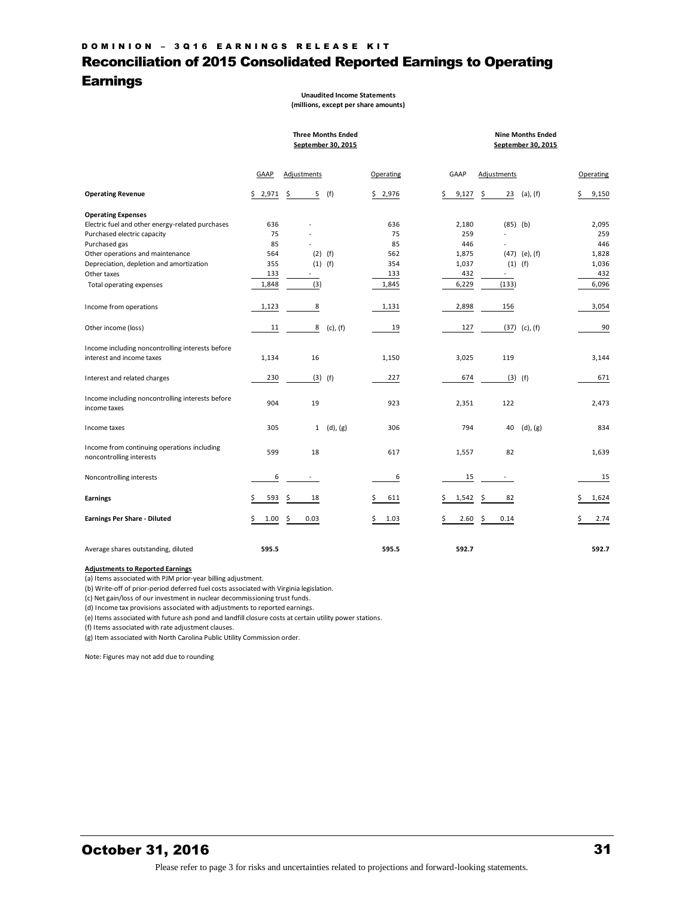# Reconciliation of 2015 Consolidated Reported Earnings to Operating Earnings

**Unaudited Income Statements**
**(millions, except per share amounts)**

| | Three Months Ended September 30, 2015 | | | | Nine Months Ended September 30, 2015 | | | |
|---|---|---|---|---|---|---|---|---|
| | GAAP | Adjustments | | Operating | GAAP | Adjustments | | Operating |
| **Operating Revenue** | $ 2,971 | $ 5 | (f) | $ 2,976 | $ 9,127 | $ 23 | (a), (f) | $ 9,150 |
| **Operating Expenses** | | | | | | | | |
| Electric fuel and other energy-related purchases | 636 | - | | 636 | 2,180 | (85) | (b) | 2,095 |
| Purchased electric capacity | 75 | - | | 75 | 259 | - | | 259 |
| Purchased gas | 85 | - | | 85 | 446 | - | | 446 |
| Other operations and maintenance | 564 | (2) | (f) | 562 | 1,875 | (47) | (e), (f) | 1,828 |
| Depreciation, depletion and amortization | 355 | (1) | (f) | 354 | 1,037 | (1) | (f) | 1,036 |
| Other taxes | 133 | - | | 133 | 432 | - | | 432 |
| Total operating expenses | 1,848 | (3) | | 1,845 | 6,229 | (133) | | 6,096 |
| Income from operations | 1,123 | 8 | | 1,131 | 2,898 | 156 | | 3,054 |
| Other income (loss) | 11 | 8 | (c), (f) | 19 | 127 | (37) | (c), (f) | 90 |
| Income including noncontrolling interests before interest and income taxes | 1,134 | 16 | | 1,150 | 3,025 | 119 | | 3,144 |
| Interest and related charges | 230 | (3) | (f) | 227 | 674 | (3) | (f) | 671 |
| Income including noncontrolling interests before income taxes | 904 | 19 | | 923 | 2,351 | 122 | | 2,473 |
| Income taxes | 305 | 1 | (d), (g) | 306 | 794 | 40 | (d), (g) | 834 |
| Income from continuing operations including noncontrolling interests | 599 | 18 | | 617 | 1,557 | 82 | | 1,639 |
| Noncontrolling interests | 6 | - | | 6 | 15 | - | | 15 |
| **Earnings** | $ 593 | $ 18 | | $ 611 | $ 1,542 | $ 82 | | $ 1,624 |
| **Earnings Per Share - Diluted** | $ 1.00 | $ 0.03 | | $ 1.03 | $ 2.60 | $ 0.14 | | $ 2.74 |
| Average shares outstanding, diluted | **595.5** | | | **595.5** | **592.7** | | | **592.7** |

**Adjustments to Reported Earnings**

(a) Items associated with PJM prior-year billing adjustment.
(b) Write-off of prior-period deferred fuel costs associated with Virginia legislation.
(c) Net gain/loss of our investment in nuclear decommissioning trust funds.
(d) Income tax provisions associated with adjustments to reported earnings.
(e) Items associated with future ash pond and landfill closure costs at certain utility power stations.
(f) Items associated with rate adjustment clauses.
(g) Item associated with North Carolina Public Utility Commission order.

Note: Figures may not add due to rounding

Please refer to page 3 for risks and uncertainties related to projections and forward-looking statements.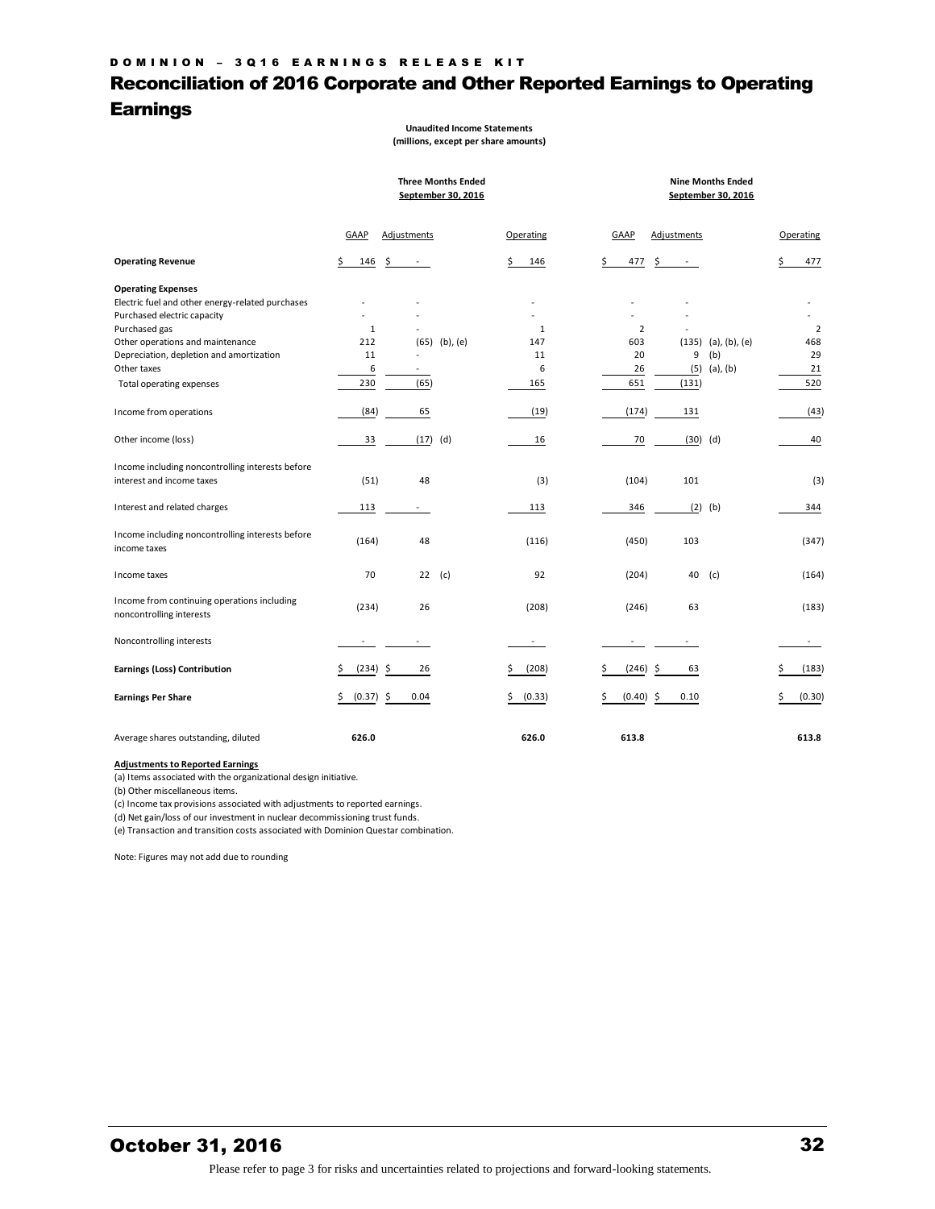# Reconciliation of 2016 Corporate and Other Reported Earnings to Operating Earnings

**Unaudited Income Statements**
**(millions, except per share amounts)**

| | Three Months Ended September 30, 2016 | | | | Nine Months Ended September 30, 2016 | | | |
|---|---|---|---|---|---|---|---|---|
| | GAAP | Adjustments | | Operating | GAAP | Adjustments | | Operating |
| **Operating Revenue** | $ 146 | $ - | | $ 146 | $ 477 | $ - | | $ 477 |
| **Operating Expenses** | | | | | | | | |
| Electric fuel and other energy-related purchases | - | - | | - | - | - | | - |
| Purchased electric capacity | - | - | | - | - | - | | - |
| Purchased gas | 1 | - | | 1 | 2 | - | | 2 |
| Other operations and maintenance | 212 | (65) | (b), (e) | 147 | 603 | (135) | (a), (b), (e) | 468 |
| Depreciation, depletion and amortization | 11 | - | | 11 | 20 | 9 | (b) | 29 |
| Other taxes | 6 | - | | 6 | 26 | (5) | (a), (b) | 21 |
| Total operating expenses | 230 | (65) | | 165 | 651 | (131) | | 520 |
| Income from operations | (84) | 65 | | (19) | (174) | 131 | | (43) |
| Other income (loss) | 33 | (17) | (d) | 16 | 70 | (30) | (d) | 40 |
| Income including noncontrolling interests before interest and income taxes | (51) | 48 | | (3) | (104) | 101 | | (3) |
| Interest and related charges | 113 | - | | 113 | 346 | (2) | (b) | 344 |
| Income including noncontrolling interests before income taxes | (164) | 48 | | (116) | (450) | 103 | | (347) |
| Income taxes | 70 | 22 | (c) | 92 | (204) | 40 | (c) | (164) |
| Income from continuing operations including noncontrolling interests | (234) | 26 | | (208) | (246) | 63 | | (183) |
| Noncontrolling interests | - | - | | - | - | - | | - |
| **Earnings (Loss) Contribution** | $ (234) | $ 26 | | $ (208) | $ (246) | $ 63 | | $ (183) |
| **Earnings Per Share** | $ (0.37) | $ 0.04 | | $ (0.33) | $ (0.40) | $ 0.10 | | $ (0.30) |
| Average shares outstanding, diluted | **626.0** | | | **626.0** | **613.8** | | | **613.8** |

**Adjustments to Reported Earnings**

(a) Items associated with the organizational design initiative.

(b) Other miscellaneous items.

(c) Income tax provisions associated with adjustments to reported earnings.

(d) Net gain/loss of our investment in nuclear decommissioning trust funds.

(e) Transaction and transition costs associated with Dominion Questar combination.

Note: Figures may not add due to rounding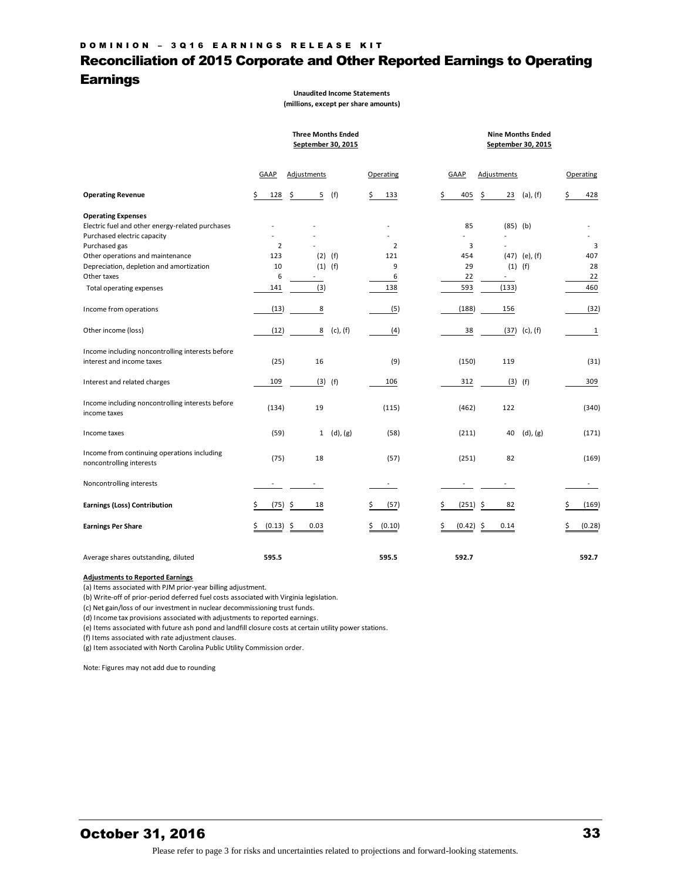DOMINION – 3Q16 EARNINGS RELEASE KIT

# Reconciliation of 2015 Corporate and Other Reported Earnings to Operating Earnings

**Unaudited Income Statements**
**(millions, except per share amounts)**

| | Three Months Ended September 30, 2015 | | | Nine Months Ended September 30, 2015 | | |
|---|---|---|---|---|---|---|
| | GAAP | Adjustments | Operating | GAAP | Adjustments | Operating |
| **Operating Revenue** | $ 128 | $ 5 (f) | $ 133 | $ 405 | $ 23 (a), (f) | $ 428 |
| **Operating Expenses** | | | | | | |
| Electric fuel and other energy-related purchases | - | - | - | 85 | (85) (b) | - |
| Purchased electric capacity | - | - | - | - | - | - |
| Purchased gas | 2 | - | 2 | 3 | - | 3 |
| Other operations and maintenance | 123 | (2) (f) | 121 | 454 | (47) (e), (f) | 407 |
| Depreciation, depletion and amortization | 10 | (1) (f) | 9 | 29 | (1) (f) | 28 |
| Other taxes | 6 | - | 6 | 22 | - | 22 |
| Total operating expenses | 141 | (3) | 138 | 593 | (133) | 460 |
| Income from operations | (13) | 8 | (5) | (188) | 156 | (32) |
| Other income (loss) | (12) | 8 (c), (f) | (4) | 38 | (37) (c), (f) | 1 |
| Income including noncontrolling interests before interest and income taxes | (25) | 16 | (9) | (150) | 119 | (31) |
| Interest and related charges | 109 | (3) (f) | 106 | 312 | (3) (f) | 309 |
| Income including noncontrolling interests before income taxes | (134) | 19 | (115) | (462) | 122 | (340) |
| Income taxes | (59) | 1 (d), (g) | (58) | (211) | 40 (d), (g) | (171) |
| Income from continuing operations including noncontrolling interests | (75) | 18 | (57) | (251) | 82 | (169) |
| Noncontrolling interests | - | - | - | - | - | - |
| **Earnings (Loss) Contribution** | $ (75) | $ 18 | $ (57) | $ (251) | $ 82 | $ (169) |
| **Earnings Per Share** | $ (0.13) | $ 0.03 | $ (0.10) | $ (0.42) | $ 0.14 | $ (0.28) |
| Average shares outstanding, diluted | **595.5** | | **595.5** | **592.7** | | **592.7** |

**Adjustments to Reported Earnings**

(a) Items associated with PJM prior-year billing adjustment.
(b) Write-off of prior-period deferred fuel costs associated with Virginia legislation.
(c) Net gain/loss of our investment in nuclear decommissioning trust funds.
(d) Income tax provisions associated with adjustments to reported earnings.
(e) Items associated with future ash pond and landfill closure costs at certain utility power stations.
(f) Items associated with rate adjustment clauses.
(g) Item associated with North Carolina Public Utility Commission order.

Note: Figures may not add due to rounding

October 31, 2016

Please refer to page 3 for risks and uncertainties related to projections and forward-looking statements.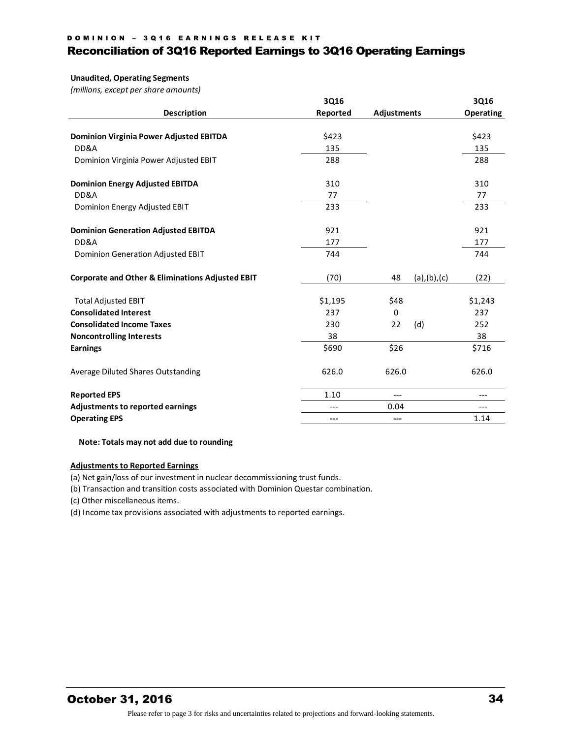DOMINION – 3Q16 EARNINGS RELEASE KIT

# Reconciliation of 3Q16 Reported Earnings to 3Q16 Operating Earnings

**Unaudited, Operating Segments**

*(millions, except per share amounts)*

| Description | 3Q16 Reported | Adjustments | | 3Q16 Operating |
|---|---|---|---|---|
| **Dominion Virginia Power Adjusted EBITDA** | $423 | | | $423 |
| DD&A | 135 | | | 135 |
| Dominion Virginia Power Adjusted EBIT | 288 | | | 288 |
| **Dominion Energy Adjusted EBITDA** | 310 | | | 310 |
| DD&A | 77 | | | 77 |
| Dominion Energy Adjusted EBIT | 233 | | | 233 |
| **Dominion Generation Adjusted EBITDA** | 921 | | | 921 |
| DD&A | 177 | | | 177 |
| Dominion Generation Adjusted EBIT | 744 | | | 744 |
| **Corporate and Other & Eliminations Adjusted EBIT** | (70) | 48 | (a),(b),(c) | (22) |
| Total Adjusted EBIT | $1,195 | $48 | | $1,243 |
| **Consolidated Interest** | 237 | 0 | | 237 |
| **Consolidated Income Taxes** | 230 | 22 | (d) | 252 |
| **Noncontrolling Interests** | 38 | | | 38 |
| **Earnings** | $690 | $26 | | $716 |
| Average Diluted Shares Outstanding | 626.0 | 626.0 | | 626.0 |
| **Reported EPS** | 1.10 | --- | | --- |
| **Adjustments to reported earnings** | --- | 0.04 | | --- |
| **Operating EPS** | --- | --- | | 1.14 |

**Note: Totals may not add due to rounding**

**Adjustments to Reported Earnings**

(a) Net gain/loss of our investment in nuclear decommissioning trust funds.
(b) Transaction and transition costs associated with Dominion Questar combination.
(c) Other miscellaneous items.
(d) Income tax provisions associated with adjustments to reported earnings.

Please refer to page 3 for risks and uncertainties related to projections and forward-looking statements.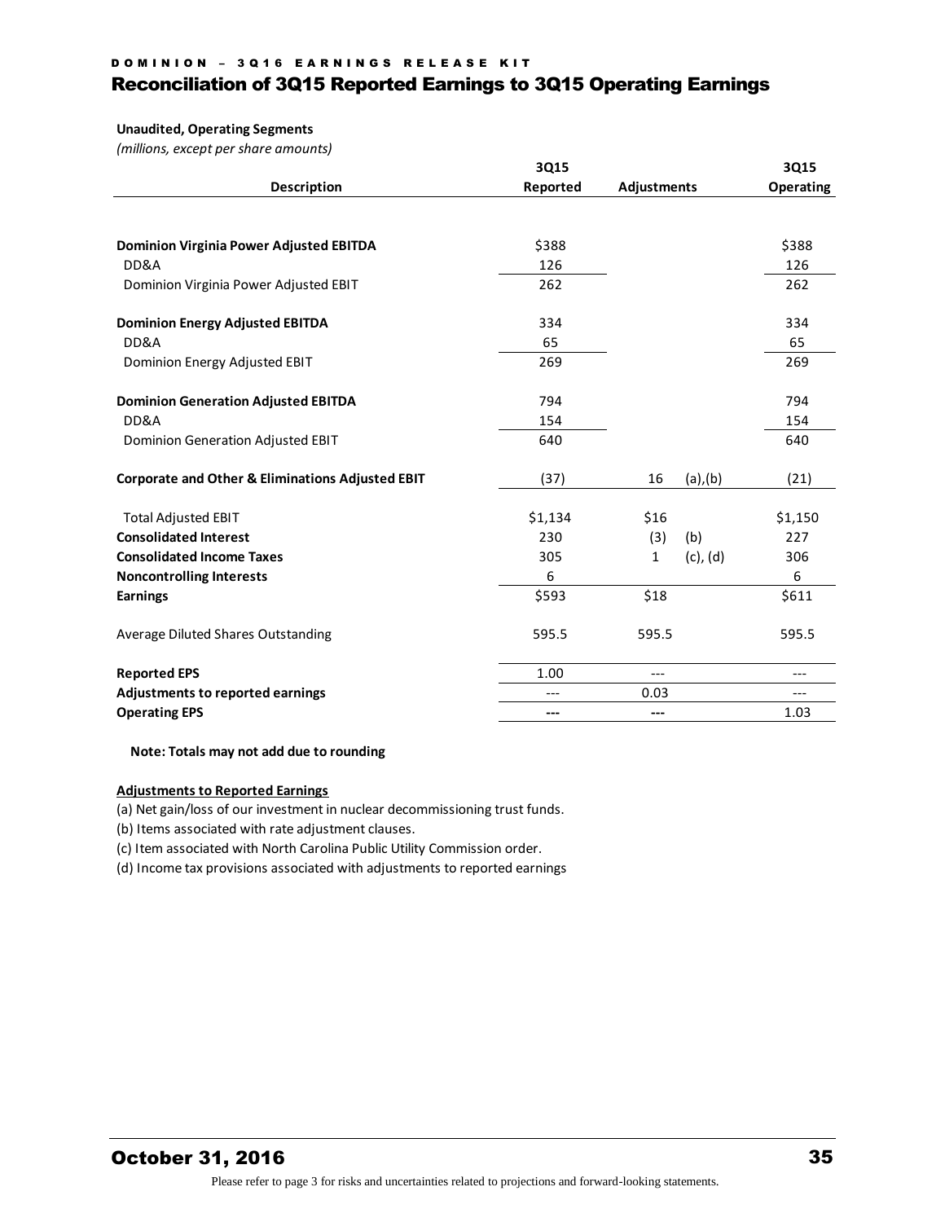## Reconciliation of 3Q15 Reported Earnings to 3Q15 Operating Earnings

**Unaudited, Operating Segments**
*(millions, except per share amounts)*

| Description | 3Q15 Reported | Adjustments | | 3Q15 Operating |
|---|---|---|---|---|
| **Dominion Virginia Power Adjusted EBITDA** | $388 | | | $388 |
| DD&A | 126 | | | 126 |
| Dominion Virginia Power Adjusted EBIT | 262 | | | 262 |
| **Dominion Energy Adjusted EBITDA** | 334 | | | 334 |
| DD&A | 65 | | | 65 |
| Dominion Energy Adjusted EBIT | 269 | | | 269 |
| **Dominion Generation Adjusted EBITDA** | 794 | | | 794 |
| DD&A | 154 | | | 154 |
| Dominion Generation Adjusted EBIT | 640 | | | 640 |
| **Corporate and Other & Eliminations Adjusted EBIT** | (37) | 16 | (a),(b) | (21) |
| Total Adjusted EBIT | $1,134 | $16 | | $1,150 |
| **Consolidated Interest** | 230 | (3) | (b) | 227 |
| **Consolidated Income Taxes** | 305 | 1 | (c), (d) | 306 |
| **Noncontrolling Interests** | 6 | | | 6 |
| **Earnings** | $593 | $18 | | $611 |
| Average Diluted Shares Outstanding | 595.5 | 595.5 | | 595.5 |
| **Reported EPS** | 1.00 | --- | | --- |
| **Adjustments to reported earnings** | --- | 0.03 | | --- |
| **Operating EPS** | --- | --- | | 1.03 |

**Note: Totals may not add due to rounding**

**Adjustments to Reported Earnings**

(a) Net gain/loss of our investment in nuclear decommissioning trust funds.
(b) Items associated with rate adjustment clauses.
(c) Item associated with North Carolina Public Utility Commission order.
(d) Income tax provisions associated with adjustments to reported earnings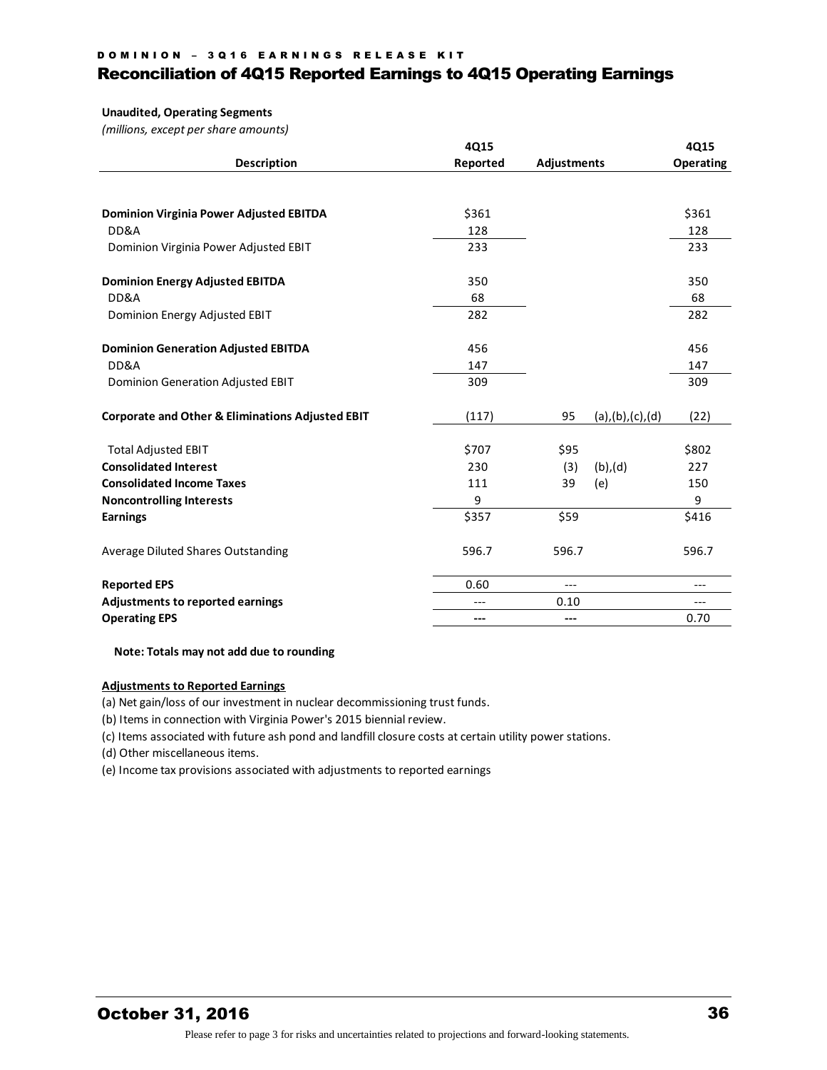## Reconciliation of 4Q15 Reported Earnings to 4Q15 Operating Earnings

**Unaudited, Operating Segments**

*(millions, except per share amounts)*

| Description | 4Q15 Reported | Adjustments | | 4Q15 Operating |
|---|---|---|---|---|
| **Dominion Virginia Power Adjusted EBITDA** | $361 | | | $361 |
| DD&A | 128 | | | 128 |
| Dominion Virginia Power Adjusted EBIT | 233 | | | 233 |
| **Dominion Energy Adjusted EBITDA** | 350 | | | 350 |
| DD&A | 68 | | | 68 |
| Dominion Energy Adjusted EBIT | 282 | | | 282 |
| **Dominion Generation Adjusted EBITDA** | 456 | | | 456 |
| DD&A | 147 | | | 147 |
| Dominion Generation Adjusted EBIT | 309 | | | 309 |
| **Corporate and Other & Eliminations Adjusted EBIT** | (117) | 95 | (a),(b),(c),(d) | (22) |
| Total Adjusted EBIT | $707 | $95 | | $802 |
| **Consolidated Interest** | 230 | (3) | (b),(d) | 227 |
| **Consolidated Income Taxes** | 111 | 39 | (e) | 150 |
| **Noncontrolling Interests** | 9 | | | 9 |
| **Earnings** | $357 | $59 | | $416 |
| Average Diluted Shares Outstanding | 596.7 | 596.7 | | 596.7 |
| **Reported EPS** | 0.60 | --- | | --- |
| **Adjustments to reported earnings** | --- | 0.10 | | --- |
| **Operating EPS** | --- | --- | | 0.70 |

**Note: Totals may not add due to rounding**

**Adjustments to Reported Earnings**

(a) Net gain/loss of our investment in nuclear decommissioning trust funds.

(b) Items in connection with Virginia Power's 2015 biennial review.

(c) Items associated with future ash pond and landfill closure costs at certain utility power stations.

(d) Other miscellaneous items.

(e) Income tax provisions associated with adjustments to reported earnings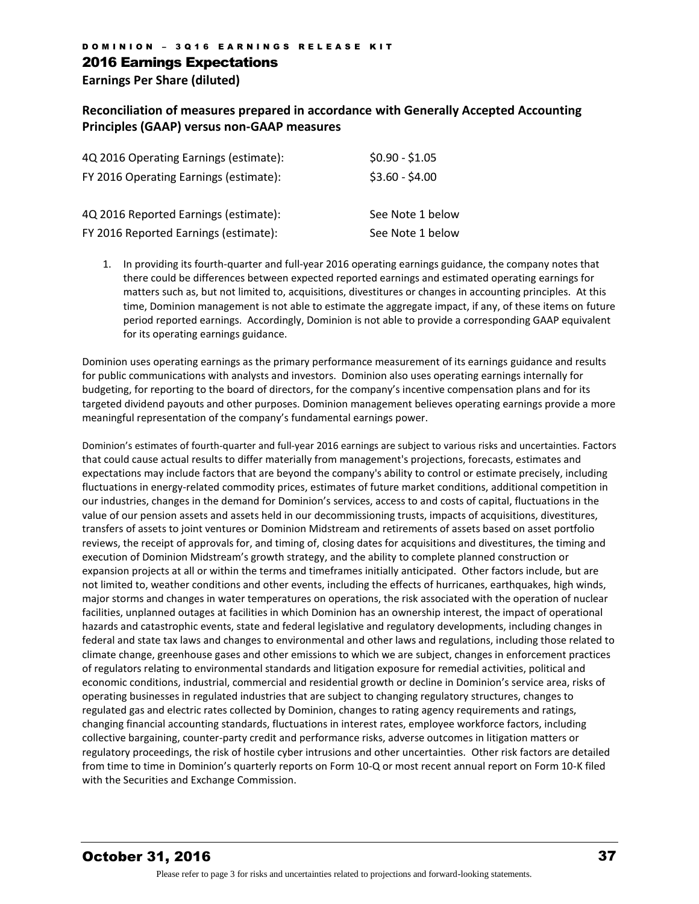## 2016 Earnings Expectations

**Earnings Per Share (diluted)**

### Reconciliation of measures prepared in accordance with Generally Accepted Accounting Principles (GAAP) versus non-GAAP measures

| | |
|---|---|
| 4Q 2016 Operating Earnings (estimate): | $0.90 - $1.05 |
| FY 2016 Operating Earnings (estimate): | $3.60 - $4.00 |
| 4Q 2016 Reported Earnings (estimate): | See Note 1 below |
| FY 2016 Reported Earnings (estimate): | See Note 1 below |

1. In providing its fourth-quarter and full-year 2016 operating earnings guidance, the company notes that there could be differences between expected reported earnings and estimated operating earnings for matters such as, but not limited to, acquisitions, divestitures or changes in accounting principles. At this time, Dominion management is not able to estimate the aggregate impact, if any, of these items on future period reported earnings. Accordingly, Dominion is not able to provide a corresponding GAAP equivalent for its operating earnings guidance.

Dominion uses operating earnings as the primary performance measurement of its earnings guidance and results for public communications with analysts and investors. Dominion also uses operating earnings internally for budgeting, for reporting to the board of directors, for the company's incentive compensation plans and for its targeted dividend payouts and other purposes. Dominion management believes operating earnings provide a more meaningful representation of the company's fundamental earnings power.

Dominion's estimates of fourth-quarter and full-year 2016 earnings are subject to various risks and uncertainties. Factors that could cause actual results to differ materially from management's projections, forecasts, estimates and expectations may include factors that are beyond the company's ability to control or estimate precisely, including fluctuations in energy-related commodity prices, estimates of future market conditions, additional competition in our industries, changes in the demand for Dominion's services, access to and costs of capital, fluctuations in the value of our pension assets and assets held in our decommissioning trusts, impacts of acquisitions, divestitures, transfers of assets to joint ventures or Dominion Midstream and retirements of assets based on asset portfolio reviews, the receipt of approvals for, and timing of, closing dates for acquisitions and divestitures, the timing and execution of Dominion Midstream's growth strategy, and the ability to complete planned construction or expansion projects at all or within the terms and timeframes initially anticipated. Other factors include, but are not limited to, weather conditions and other events, including the effects of hurricanes, earthquakes, high winds, major storms and changes in water temperatures on operations, the risk associated with the operation of nuclear facilities, unplanned outages at facilities in which Dominion has an ownership interest, the impact of operational hazards and catastrophic events, state and federal legislative and regulatory developments, including changes in federal and state tax laws and changes to environmental and other laws and regulations, including those related to climate change, greenhouse gases and other emissions to which we are subject, changes in enforcement practices of regulators relating to environmental standards and litigation exposure for remedial activities, political and economic conditions, industrial, commercial and residential growth or decline in Dominion's service area, risks of operating businesses in regulated industries that are subject to changing regulatory structures, changes to regulated gas and electric rates collected by Dominion, changes to rating agency requirements and ratings, changing financial accounting standards, fluctuations in interest rates, employee workforce factors, including collective bargaining, counter-party credit and performance risks, adverse outcomes in litigation matters or regulatory proceedings, the risk of hostile cyber intrusions and other uncertainties. Other risk factors are detailed from time to time in Dominion's quarterly reports on Form 10-Q or most recent annual report on Form 10-K filed with the Securities and Exchange Commission.